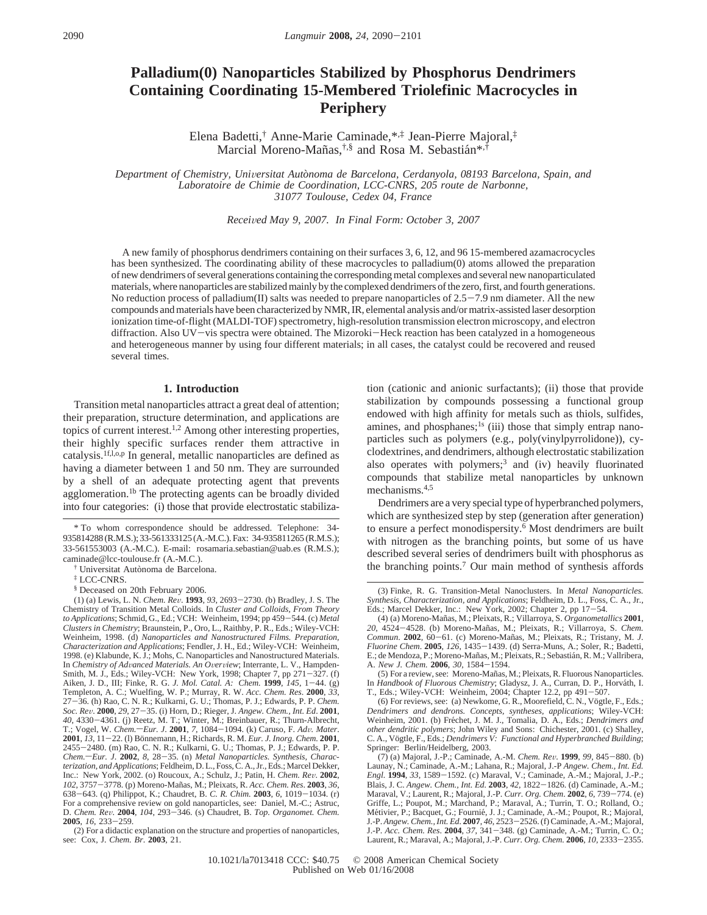# Palladium(0) Nanoparticles Stabilized by Phosphorus Dendrimers Containing Coordinating 15-Membered Triolefinic Macrocycles in Periphery

Elena Badetti,[†] Anne-Marie Caminade,*[,‡] Jean-Pierre Majoral,[‡] Marcial Moreno-Mañas,[†,§] and Rosa M. Sebastián*[,†]

*Department of Chemistry, Universitat Autònoma de Barcelona, Cerdanyola, 08193 Barcelona, Spain, and Laboratoire de Chimie de Coordination, LCC-CNRS, 205 route de Narbonne, 31077 Toulouse, Cedex 04, France*

*Received May 9, 2007. In Final Form: October 3, 2007*

A new family of phosphorus dendrimers containing on their surfaces 3, 6, 12, and 96 15-membered azamacrocycles has been synthesized. The coordinating ability of these macrocycles to palladium(0) atoms allowed the preparation of new dendrimers of several generations containing the corresponding metal complexes and several new nanoparticulated materials, where nanoparticles are stabilized mainly by the complexed dendrimers of the zero, first, and fourth generations. No reduction process of palladium(II) salts was needed to prepare nanoparticles of 2.5−7.9 nm diameter. All the new compounds and materials have been characterized by NMR, IR, elemental analysis and/or matrix-assisted laser desorption ionization time-of-flight (MALDI-TOF) spectrometry, high-resolution transmission electron microscopy, and electron diffraction. Also UV−vis spectra were obtained. The Mizoroki−Heck reaction has been catalyzed in a homogeneous and heterogeneous manner by using four different materials; in all cases, the catalyst could be recovered and reused several times.

## 1. Introduction

Transition metal nanoparticles attract a great deal of attention; their preparation, structure determination, and applications are topics of current interest.[1,2] Among other interesting properties, their highly specific surfaces render them attractive in catalysis.[1f,l,o,p] In general, metallic nanoparticles are defined as having a diameter between 1 and 50 nm. They are surrounded by a shell of an adequate protecting agent that prevents agglomeration.[1b] The protecting agents can be broadly divided into four categories: (i) those that provide electrostatic stabilization (cationic and anionic surfactants); (ii) those that provide stabilization by compounds possessing a functional group endowed with high affinity for metals such as thiols, sulfides, amines, and phosphanes;[1s] (iii) those that simply entrap nanoparticles such as polymers (e.g., poly(vinylpyrrolidone)), cyclodextrines, and dendrimers, although electrostatic stabilization also operates with polymers;[3] and (iv) heavily fluorinated compounds that stabilize metal nanoparticles by unknown mechanisms.[4,5]

Dendrimers are a very special type of hyperbranched polymers, which are synthesized step by step (generation after generation) to ensure a perfect monodispersity.[6] Most dendrimers are built with nitrogen as the branching points, but some of us have described several series of dendrimers built with phosphorus as the branching points.[7] Our main method of synthesis affords

* To whom correspondence should be addressed. Telephone: 34-935814288 (R.M.S.); 33-561333125 (A.-M.C.). Fax: 34-935811265 (R.M.S.); 33-561553003 (A.-M.C.). E-mail: rosamaria.sebastian@uab.es (R.M.S.); caminade@lcc-toulouse.fr (A.-M.C.).

[†] Universitat Autònoma de Barcelona.

[‡] LCC-CNRS.

[§] Deceased on 20th February 2006.

(1) (a) Lewis, L. N. *Chem. Rev.* **1993**, *93*, 2693−2730. (b) Bradley, J. S. The Chemistry of Transition Metal Colloids. In *Cluster and Colloids, From Theory to Applications*; Schmid, G., Ed.; VCH: Weinheim, 1994; pp 459−544. (c) *Metal Clusters in Chemistry*; Braunstein, P., Oro, L., Raithby, P. R., Eds.; Wiley-VCH: Weinheim, 1998. (d) *Nanoparticles and Nanostructured Films. Preparation, Characterization and Applications*; Fendler, J. H., Ed.; Wiley-VCH: Weinheim, 1998. (e) Klabunde, K. J.; Mohs, C. Nanoparticles and Nanostructured Materials. In *Chemistry of Advanced Materials. An Overview*; Interrante, L. V., Hampden-Smith, M. J., Eds.; Wiley-VCH: New York, 1998; Chapter 7, pp 271−327. (f) Aiken, J. D., III; Finke, R. G. *J. Mol. Catal. A: Chem.* **1999**, *145*, 1−44. (g) Templeton, A. C.; Wuelfing, W. P.; Murray, R. W. *Acc. Chem. Res.* **2000**, *33*, 27−36. (h) Rao, C. N. R.; Kulkarni, G. U.; Thomas, P. J.; Edwards, P. P. *Chem. Soc. Rev.* **2000**, *29*, 27−35. (i) Horn, D.; Rieger, J. *Angew. Chem., Int. Ed.* **2001**, *40*, 4330−4361. (j) Reetz, M. T.; Winter, M.; Breinbauer, R.; Thurn-Albrecht, T.; Vogel, W. *Chem.*−*Eur. J.* **2001**, *7*, 1084−1094. (k) Caruso, F. *Adv. Mater.* **2001**, *13*, 11−22. (l) Bönnemann, H.; Richards, R. M. *Eur. J. Inorg. Chem.* **2001**, 2455−2480. (m) Rao, C. N. R.; Kulkarni, G. U.; Thomas, P. J.; Edwards, P. P. *Chem.*−*Eur. J.* **2002**, *8*, 28−35. (n) *Metal Nanoparticles. Synthesis, Characterization, and Applications*; Feldheim, D. L., Foss, C. A., Jr., Eds.; Marcel Dekker, Inc.: New York, 2002. (o) Roucoux, A.; Schulz, J.; Patin, H. *Chem. Rev.* **2002**, *102*, 3757−3778. (p) Moreno-Mañas, M.; Pleixats, R. *Acc. Chem. Res.* **2003**, *36*, 638−643. (q) Philippot, K.; Chaudret, B. *C. R. Chim.* **2003**, *6*, 1019−1034. (r) For a comprehensive review on gold nanoparticles, see: Daniel, M.-C.; Astruc, D. *Chem. Rev.* **2004**, *104*, 293−346. (s) Chaudret, B. *Top. Organomet. Chem.* **2005**, *16*, 233−259.

(2) For a didactic explanation on the structure and properties of nanoparticles, see: Cox, J. *Chem. Br.* **2003**, 21.

(3) Finke, R. G. Transition-Metal Nanoclusters. In *Metal Nanoparticles. Synthesis, Characterization, and Applications*; Feldheim, D. L., Foss, C. A., Jr., Eds.; Marcel Dekker, Inc.: New York, 2002; Chapter 2, pp 17−54.

(4) (a) Moreno-Mañas, M.; Pleixats, R.; Villarroya, S. *Organometallics* **2001**, *20*, 4524−4528. (b) Moreno-Mañas, M.; Pleixats, R.; Villarroya, S. *Chem. Commun.* **2002**, 60−61. (c) Moreno-Mañas, M.; Pleixats, R.; Tristany, M. *J. Fluorine Chem.* **2005**, *126*, 1435−1439. (d) Serra-Muns, A.; Soler, R.; Badetti, E.; de Mendoza, P.; Moreno-Mañas, M.; Pleixats, R.; Sebastián, R. M.; Vallribera, A. *New J. Chem.* **2006**, *30*, 1584−1594.

(5) For a review, see: Moreno-Mañas, M.; Pleixats, R. Fluorous Nanoparticles. In *Handbook of Fluorous Chemistry*; Gladysz, J. A., Curran, D. P., Horváth, I. T., Eds.; Wiley-VCH: Weinheim, 2004; Chapter 12.2, pp 491−507.

(6) For reviews, see: (a) Newkome, G. R., Moorefield, C. N., Vögtle, F., Eds.; *Dendrimers and dendrons. Concepts, syntheses, applications*; Wiley-VCH: Weinheim, 2001. (b) Fréchet, J. M. J., Tomalia, D. A., Eds.; *Dendrimers and other dendritic polymers*; John Wiley and Sons: Chichester, 2001. (c) Shalley, C. A., Vögtle, F., Eds.; *Dendrimers V: Functional and Hyperbranched Building*; Springer: Berlin/Heidelberg, 2003.

(7) (a) Majoral, J.-P.; Caminade, A.-M. *Chem. Rev.* **1999**, *99*, 845−880. (b) Launay, N.; Caminade, A.-M.; Lahana, R.; Majoral, J.-P *Angew. Chem., Int. Ed. Engl.* **1994**, *33*, 1589−1592. (c) Maraval, V.; Caminade, A.-M.; Majoral, J.-P.; Blais, J. C. *Angew. Chem., Int. Ed.* **2003**, *42*, 1822−1826. (d) Caminade, A.-M.; Maraval, V.; Laurent, R.; Majoral, J.-P. *Curr. Org. Chem.* **2002**, *6*, 739−774. (e) Griffe, L.; Poupot, M.; Marchand, P.; Maraval, A.; Turrin, T. O.; Rolland, O.; Métivier, P.; Bacquet, G.; Fournié, J. J.; Caminade, A.-M.; Poupot, R.; Majoral, J.-P. *Angew. Chem., Int. Ed.* **2007**, *46*, 2523−2526. (f) Caminade, A.-M.; Majoral, J.-P. *Acc. Chem. Res.* **2004**, *37*, 341−348. (g) Caminade, A.-M.; Turrin, C. O.; Laurent, R.; Maraval, A.; Majoral, J.-P. *Curr. Org. Chem.* **2006**, *10*, 2333−2355.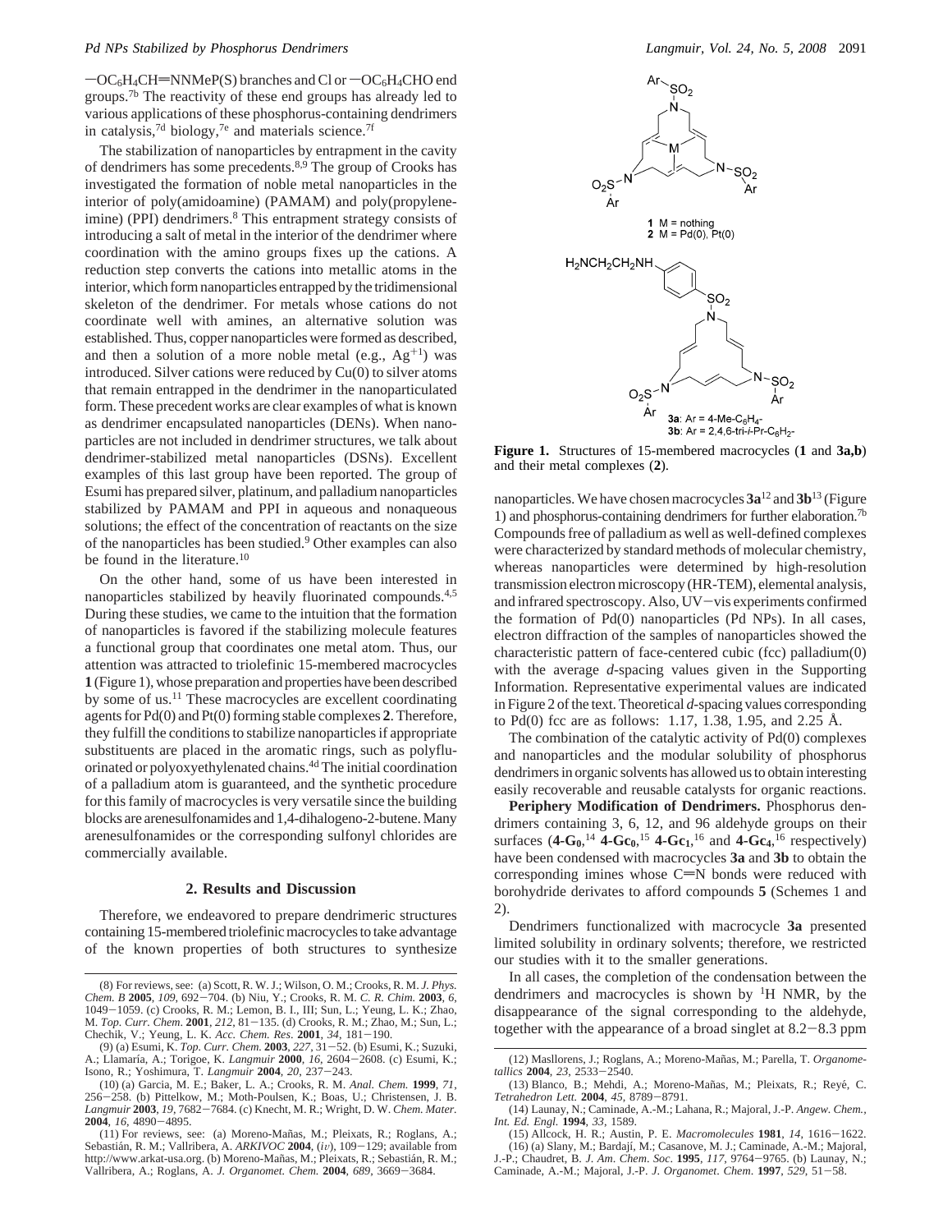$-OC_6H_4CH{=}NNMeP(S)$ branches and Cl or $-OC_6H_4CHO$ end groups.[7b] The reactivity of these end groups has already led to various applications of these phosphorus-containing dendrimers in catalysis,[7d] biology,[7e] and materials science.[7f]

The stabilization of nanoparticles by entrapment in the cavity of dendrimers has some precedents.[8,9] The group of Crooks has investigated the formation of noble metal nanoparticles in the interior of poly(amidoamine) (PAMAM) and poly(propyleneimine) (PPI) dendrimers.[8] This entrapment strategy consists of introducing a salt of metal in the interior of the dendrimer where coordination with the amino groups fixes up the cations. A reduction step converts the cations into metallic atoms in the interior, which form nanoparticles entrapped by the tridimensional skeleton of the dendrimer. For metals whose cations do not coordinate well with amines, an alternative solution was established. Thus, copper nanoparticles were formed as described, and then a solution of a more noble metal (e.g., $Ag^{+1}$) was introduced. Silver cations were reduced by Cu(0) to silver atoms that remain entrapped in the dendrimer in the nanoparticulated form. These precedent works are clear examples of what is known as dendrimer encapsulated nanoparticles (DENs). When nanoparticles are not included in dendrimer structures, we talk about dendrimer-stabilized metal nanoparticles (DSNs). Excellent examples of this last group have been reported. The group of Esumi has prepared silver, platinum, and palladium nanoparticles stabilized by PAMAM and PPI in aqueous and nonaqueous solutions; the effect of the concentration of reactants on the size of the nanoparticles has been studied.[9] Other examples can also be found in the literature.[10]

On the other hand, some of us have been interested in nanoparticles stabilized by heavily fluorinated compounds.[4,5] During these studies, we came to the intuition that the formation of nanoparticles is favored if the stabilizing molecule features a functional group that coordinates one metal atom. Thus, our attention was attracted to triolefinic 15-membered macrocycles **1** (Figure 1), whose preparation and properties have been described by some of us.[11] These macrocycles are excellent coordinating agents for Pd(0) and Pt(0) forming stable complexes **2**. Therefore, they fulfill the conditions to stabilize nanoparticles if appropriate substituents are placed in the aromatic rings, such as polyfluorinated or polyoxyethylenated chains.[4d] The initial coordination of a palladium atom is guaranteed, and the synthetic procedure for this family of macrocycles is very versatile since the building blocks are arenesulfonamides and 1,4-dihalogeno-2-butene. Many arenesulfonamides or the corresponding sulfonyl chlorides are commercially available.

## 2. Results and Discussion

Therefore, we endeavored to prepare dendrimeric structures containing 15-membered triolefinic macrocycles to take advantage of the known properties of both structures to synthesize nanoparticles. We have chosen macrocycles **3a**[12] and **3b**[13] (Figure 1) and phosphorus-containing dendrimers for further elaboration.[7b] Compounds free of palladium as well as well-defined complexes were characterized by standard methods of molecular chemistry, whereas nanoparticles were determined by high-resolution transmission electron microscopy (HR-TEM), elemental analysis, and infrared spectroscopy. Also, UV−vis experiments confirmed the formation of Pd(0) nanoparticles (Pd NPs). In all cases, electron diffraction of the samples of nanoparticles showed the characteristic pattern of face-centered cubic (fcc) palladium(0) with the average *d*-spacing values given in the Supporting Information. Representative experimental values are indicated in Figure 2 of the text. Theoretical *d*-spacing values corresponding to Pd(0) fcc are as follows: 1.17, 1.38, 1.95, and 2.25 Å.

**Figure 1.** Structures of 15-membered macrocycles (**1** and **3a,b**) and their metal complexes (**2**).

The combination of the catalytic activity of Pd(0) complexes and nanoparticles and the modular solubility of phosphorus dendrimers in organic solvents has allowed us to obtain interesting easily recoverable and reusable catalysts for organic reactions.

**Periphery Modification of Dendrimers.** Phosphorus dendrimers containing 3, 6, 12, and 96 aldehyde groups on their surfaces (**4-G$_0$**,[14] **4-Gc$_0$**,[15] **4-Gc$_1$**,[16] and **4-Gc$_4$**,[16] respectively) have been condensed with macrocycles **3a** and **3b** to obtain the corresponding imines whose C=N bonds were reduced with borohydride derivates to afford compounds **5** (Schemes 1 and 2).

Dendrimers functionalized with macrocycle **3a** presented limited solubility in ordinary solvents; therefore, we restricted our studies with it to the smaller generations.

In all cases, the completion of the condensation between the dendrimers and macrocycles is shown by $^1$H NMR, by the disappearance of the signal corresponding to the aldehyde, together with the appearance of a broad singlet at 8.2−8.3 ppm

(8) For reviews, see: (a) Scott, R. W. J.; Wilson, O. M.; Crooks, R. M. *J. Phys. Chem. B* **2005**, *109*, 692−704. (b) Niu, Y.; Crooks, R. M. *C. R. Chim.* **2003**, *6*, 1049−1059. (c) Crooks, R. M.; Lemon, B. I., III; Sun, L.; Yeung, L. K.; Zhao, M. *Top. Curr. Chem.* **2001**, *212*, 81−135. (d) Crooks, R. M.; Zhao, M.; Sun, L.; Chechik, V.; Yeung, L. K. *Acc. Chem. Res.* **2001**, *34*, 181−190.

(9) (a) Esumi, K. *Top. Curr. Chem.* **2003**, *227*, 31−52. (b) Esumi, K.; Suzuki, A.; Llamaría, A.; Torigoe, K. *Langmuir* **2000**, *16*, 2604−2608. (c) Esumi, K.; Isono, R.; Yoshimura, T. *Langmuir* **2004**, *20*, 237−243.

(10) (a) Garcia, M. E.; Baker, L. A.; Crooks, R. M. *Anal. Chem.* **1999**, *71*, 256−258. (b) Pittelkow, M.; Moth-Poulsen, K.; Boas, U.; Christensen, J. B. *Langmuir* **2003**, *19*, 7682−7684. (c) Knecht, M. R.; Wright, D. W. *Chem. Mater.* **2004**, *16*, 4890−4895.

(11) For reviews, see: (a) Moreno-Mañas, M.; Pleixats, R.; Roglans, A.; Sebastián, R. M.; Vallribera, A. *ARKIVOC* **2004**, (*iv*), 109−129; available from http://www.arkat-usa.org. (b) Moreno-Mañas, M.; Pleixats, R.; Sebastián, R. M.; Vallribera, A.; Roglans, A. *J. Organomet. Chem.* **2004**, *689*, 3669−3684.

(12) Masllorens, J.; Roglans, A.; Moreno-Mañas, M.; Parella, T. *Organometallics* **2004**, *23*, 2533−2540.

(13) Blanco, B.; Mehdi, A.; Moreno-Mañas, M.; Pleixats, R.; Reyé, C. *Tetrahedron Lett.* **2004**, *45*, 8789−8791.

(14) Launay, N.; Caminade, A.-M.; Lahana, R.; Majoral, J.-P. *Angew. Chem., Int. Ed. Engl.* **1994**, *33*, 1589.

(15) Allcock, H. R.; Austin, P. E. *Macromolecules* **1981**, *14*, 1616−1622.

(16) (a) Slany, M.; Bardají, M.; Casanove, M. J.; Caminade, A.-M.; Majoral, J.-P.; Chaudret, B. *J. Am. Chem. Soc.* **1995**, *117*, 9764−9765. (b) Launay, N.; Caminade, A.-M.; Majoral, J.-P. *J. Organomet. Chem.* **1997**, *529*, 51−58.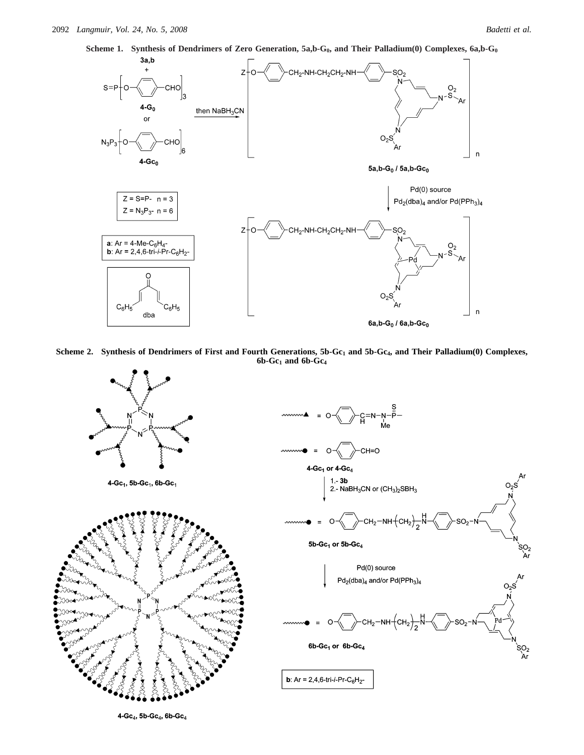**Scheme 1. Synthesis of Dendrimers of Zero Generation, 5a,b-$G_0$, and Their Palladium(0) Complexes, 6a,b-$G_0$**

**Scheme 2. Synthesis of Dendrimers of First and Fourth Generations, 5b-$Gc_1$ and 5b-$Gc_4$, and Their Palladium(0) Complexes, 6b-$Gc_1$ and 6b-$Gc_4$**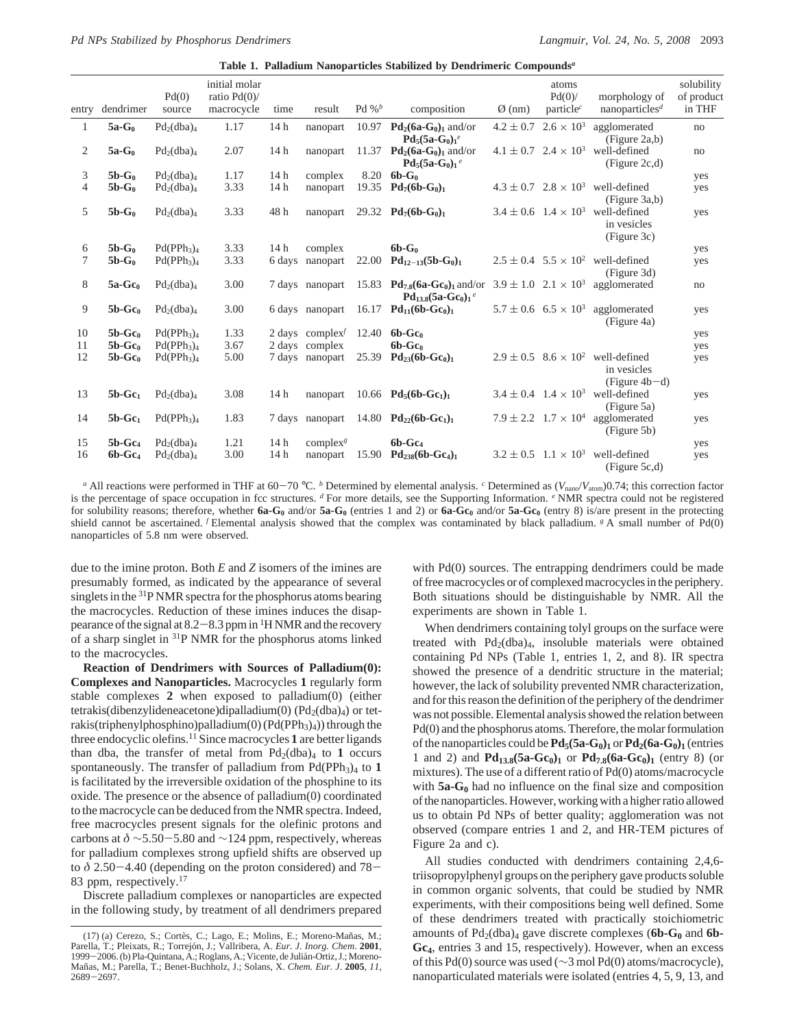**Table 1. Palladium Nanoparticles Stabilized by Dendrimeric Compounds[a]**

| entry | dendrimer | Pd(0) source | initial molar ratio Pd(0)/macrocycle | time | result | Pd %[b] | composition | Ø (nm) | atoms Pd(0)/particle[c] | morphology of nanoparticles[d] | solubility of product in THF |
|---|---|---|---|---|---|---|---|---|---|---|---|
| 1 | **5a-G₀** | $Pd_2(dba)_4$ | 1.17 | 14 h | nanopart | 10.97 | $\mathbf{Pd_2(6a\text{-}G_0)_1}$ and/or $\mathbf{Pd_5(5a\text{-}G_0)_1}$[e] | 4.2 ± 0.7 | $2.6 \times 10^3$ | agglomerated (Figure 2a,b) | no |
| 2 | **5a-G₀** | $Pd_2(dba)_4$ | 2.07 | 14 h | nanopart | 11.37 | $\mathbf{Pd_2(6a\text{-}G_0)_1}$ and/or $\mathbf{Pd_5(5a\text{-}G_0)_1}$[e] | 4.1 ± 0.7 | $2.4 \times 10^3$ | well-defined (Figure 2c,d) | no |
| 3 | **5b-G₀** | $Pd_2(dba)_4$ | 1.17 | 14 h | complex | 8.20 | **6b-G₀** | | | | yes |
| 4 | **5b-G₀** | $Pd_2(dba)_4$ | 3.33 | 14 h | nanopart | 19.35 | $\mathbf{Pd_7(6b\text{-}G_0)_1}$ | 4.3 ± 0.7 | $2.8 \times 10^3$ | well-defined (Figure 3a,b) | yes |
| 5 | **5b-G₀** | $Pd_2(dba)_4$ | 3.33 | 48 h | nanopart | 29.32 | $\mathbf{Pd_7(6b\text{-}G_0)_1}$ | 3.4 ± 0.6 | $1.4 \times 10^3$ | well-defined in vesicles (Figure 3c) | yes |
| 6 | **5b-G₀** | $Pd(PPh_3)_4$ | 3.33 | 14 h | complex | | **6b-G₀** | | | | yes |
| 7 | **5b-G₀** | $Pd(PPh_3)_4$ | 3.33 | 6 days | nanopart | 22.00 | $\mathbf{Pd_{12-13}(5b\text{-}G_0)_1}$ | 2.5 ± 0.4 | $5.5 \times 10^2$ | well-defined (Figure 3d) | yes |
| 8 | **5a-Gc₀** | $Pd_2(dba)_4$ | 3.00 | 7 days | nanopart | 15.83 | $\mathbf{Pd_{7.8}(6a\text{-}Gc_0)_1}$ and/or $\mathbf{Pd_{13.8}(5a\text{-}Gc_0)_1}$[e] | 3.9 ± 1.0 | $2.1 \times 10^3$ | agglomerated | no |
| 9 | **5b-Gc₀** | $Pd_2(dba)_4$ | 3.00 | 6 days | nanopart | 16.17 | $\mathbf{Pd_{11}(6b\text{-}Gc_0)_1}$ | 5.7 ± 0.6 | $6.5 \times 10^3$ | agglomerated (Figure 4a) | yes |
| 10 | **5b-Gc₀** | $Pd(PPh_3)_4$ | 1.33 | 2 days | complex[f] | 12.40 | **6b-Gc₀** | | | | yes |
| 11 | **5b-Gc₀** | $Pd(PPh_3)_4$ | 3.67 | 2 days | complex | | **6b-Gc₀** | | | | yes |
| 12 | **5b-Gc₀** | $Pd(PPh_3)_4$ | 5.00 | 7 days | nanopart | 25.39 | $\mathbf{Pd_{23}(6b\text{-}Gc_0)_1}$ | 2.9 ± 0.5 | $8.6 \times 10^2$ | well-defined in vesicles (Figure 4b−d) | yes |
| 13 | **5b-Gc₁** | $Pd_2(dba)_4$ | 3.08 | 14 h | nanopart | 10.66 | $\mathbf{Pd_5(6b\text{-}Gc_1)_1}$ | 3.4 ± 0.4 | $1.4 \times 10^3$ | well-defined (Figure 5a) | yes |
| 14 | **5b-Gc₁** | $Pd(PPh_3)_4$ | 1.83 | 7 days | nanopart | 14.80 | $\mathbf{Pd_{22}(6b\text{-}Gc_1)_1}$ | 7.9 ± 2.2 | $1.7 \times 10^4$ | agglomerated (Figure 5b) | yes |
| 15 | **5b-Gc₄** | $Pd_2(dba)_4$ | 1.21 | 14 h | complex[g] | | **6b-Gc₄** | | | | yes |
| 16 | **6b-Gc₄** | $Pd_2(dba)_4$ | 3.00 | 14 h | nanopart | 15.90 | $\mathbf{Pd_{238}(6b\text{-}Gc_4)_1}$ | 3.2 ± 0.5 | $1.1 \times 10^3$ | well-defined (Figure 5c,d) | yes |

[a] All reactions were performed in THF at 60−70 °C. [b] Determined by elemental analysis. [c] Determined as $(V_{nano}/V_{atom})0.74$; this correction factor is the percentage of space occupation in fcc structures. [d] For more details, see the Supporting Information. [e] NMR spectra could not be registered for solubility reasons; therefore, whether **6a-G₀** and/or **5a-G₀** (entries 1 and 2) or **6a-Gc₀** and/or **5a-Gc₀** (entry 8) is/are present in the protecting shield cannot be ascertained. [f] Elemental analysis showed that the complex was contaminated by black palladium. [g] A small number of Pd(0) nanoparticles of 5.8 nm were observed.

due to the imine proton. Both *E* and *Z* isomers of the imines are presumably formed, as indicated by the appearance of several singlets in the $^{31}$P NMR spectra for the phosphorus atoms bearing the macrocycles. Reduction of these imines induces the disappearance of the signal at 8.2−8.3 ppm in $^1$H NMR and the recovery of a sharp singlet in $^{31}$P NMR for the phosphorus atoms linked to the macrocycles.

**Reaction of Dendrimers with Sources of Palladium(0): Complexes and Nanoparticles.** Macrocycles **1** regularly form stable complexes **2** when exposed to palladium(0) (either tetrakis(dibenzylideneacetone)dipalladium(0) ($Pd_2(dba)_4$) or tetrakis(triphenylphosphino)palladium(0) ($Pd(PPh_3)_4$)) through the three endocyclic olefins.[11] Since macrocycles **1** are better ligands than dba, the transfer of metal from $Pd_2(dba)_4$ to **1** occurs spontaneously. The transfer of palladium from $Pd(PPh_3)_4$ to **1** is facilitated by the irreversible oxidation of the phosphine to its oxide. The presence or the absence of palladium(0) coordinated to the macrocycle can be deduced from the NMR spectra. Indeed, free macrocycles present signals for the olefinic protons and carbons at $\delta$ ~5.50−5.80 and ~124 ppm, respectively, whereas for palladium complexes strong upfield shifts are observed up to $\delta$ 2.50−4.40 (depending on the proton considered) and 78−83 ppm, respectively.[17]

Discrete palladium complexes or nanoparticles are expected in the following study, by treatment of all dendrimers prepared with Pd(0) sources. The entrapping dendrimers could be made of free macrocycles or of complexed macrocycles in the periphery. Both situations should be distinguishable by NMR. All the experiments are shown in Table 1.

When dendrimers containing tolyl groups on the surface were treated with $Pd_2(dba)_4$, insoluble materials were obtained containing Pd NPs (Table 1, entries 1, 2, and 8). IR spectra showed the presence of a dendritic structure in the material; however, the lack of solubility prevented NMR characterization, and for this reason the definition of the periphery of the dendrimer was not possible. Elemental analysis showed the relation between Pd(0) and the phosphorus atoms. Therefore, the molar formulation of the nanoparticles could be $\mathbf{Pd_5(5a\text{-}G_0)_1}$ or $\mathbf{Pd_2(6a\text{-}G_0)_1}$ (entries 1 and 2) and $\mathbf{Pd_{13.8}(5a\text{-}Gc_0)_1}$ or $\mathbf{Pd_{7.8}(6a\text{-}Gc_0)_1}$ (entry 8) (or mixtures). The use of a different ratio of Pd(0) atoms/macrocycle with **5a-G₀** had no influence on the final size and composition of the nanoparticles. However, working with a higher ratio allowed us to obtain Pd NPs of better quality; agglomeration was not observed (compare entries 1 and 2, and HR-TEM pictures of Figure 2a and c).

All studies conducted with dendrimers containing 2,4,6-triisopropylphenyl groups on the periphery gave products soluble in common organic solvents, that could be studied by NMR experiments, with their compositions being well defined. Some of these dendrimers treated with practically stoichiometric amounts of $Pd_2(dba)_4$ gave discrete complexes (**6b-G₀** and **6b-Gc₄**, entries 3 and 15, respectively). However, when an excess of this Pd(0) source was used (~3 mol Pd(0) atoms/macrocycle), nanoparticulated materials were isolated (entries 4, 5, 9, 13, and

(17) (a) Cerezo, S.; Cortès, C.; Lago, E.; Molins, E.; Moreno-Mañas, M.; Parella, T.; Pleixats, R.; Torrejón, J.; Vallribera, A. *Eur. J. Inorg. Chem.* **2001**, 1999−2006. (b) Pla-Quintana, A.; Roglans, A.; Vicente, de Julián-Ortiz, J.; Moreno-Mañas, M.; Parella, T.; Benet-Buchholz, J.; Solans, X. *Chem. Eur. J.* **2005**, *11*, 2689−2697.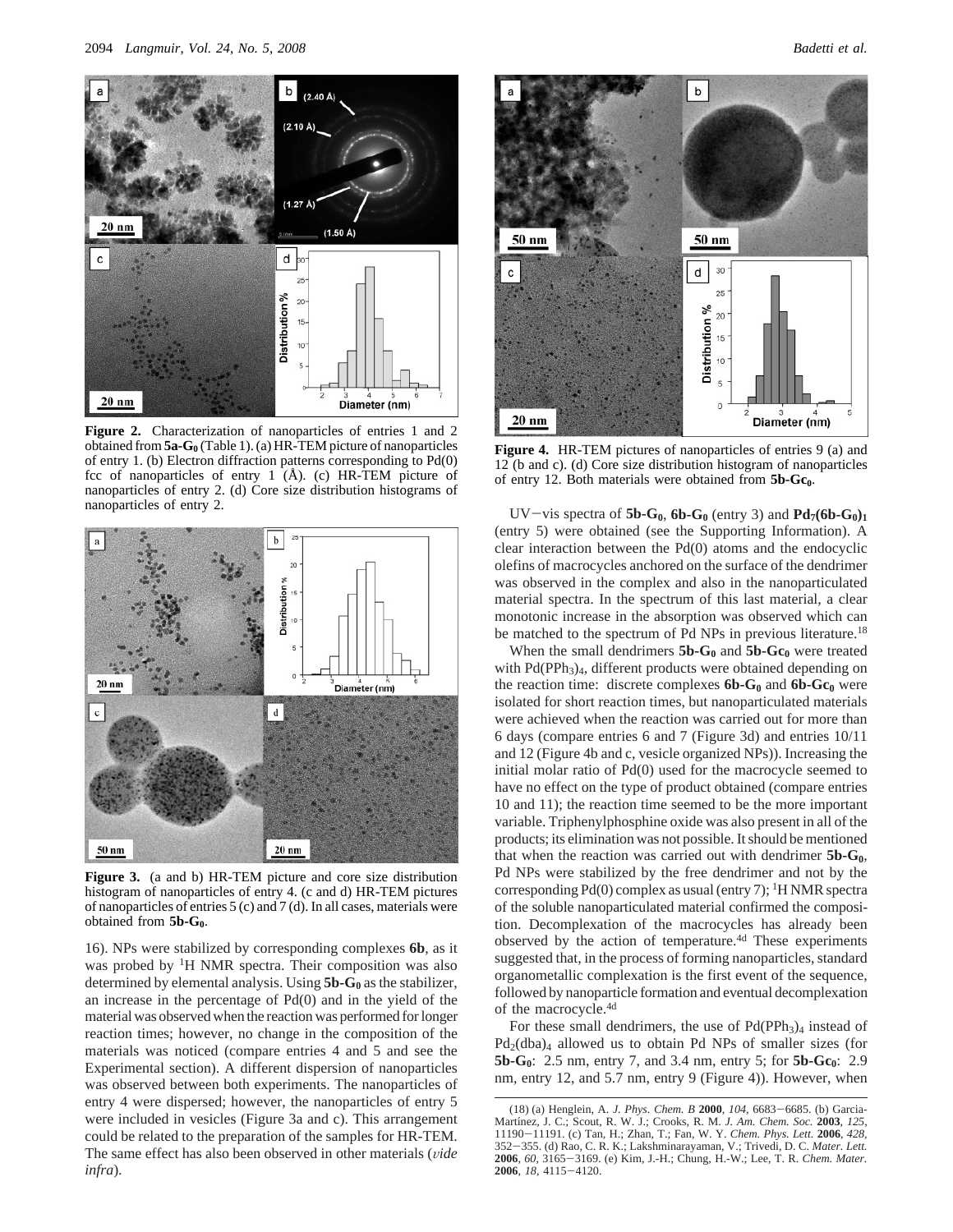**Figure 2.** Characterization of nanoparticles of entries 1 and 2 obtained from **5a-G$_0$** (Table 1). (a) HR-TEM picture of nanoparticles of entry 1. (b) Electron diffraction patterns corresponding to Pd(0) fcc of nanoparticles of entry 1 (Å). (c) HR-TEM picture of nanoparticles of entry 2. (d) Core size distribution histograms of nanoparticles of entry 2.

**Figure 3.** (a and b) HR-TEM picture and core size distribution histogram of nanoparticles of entry 4. (c and d) HR-TEM pictures of nanoparticles of entries 5 (c) and 7 (d). In all cases, materials were obtained from **5b-G$_0$**.

16). NPs were stabilized by corresponding complexes **6b**, as it was probed by $^1$H NMR spectra. Their composition was also determined by elemental analysis. Using **5b-G$_0$** as the stabilizer, an increase in the percentage of Pd(0) and in the yield of the material was observed when the reaction was performed for longer reaction times; however, no change in the composition of the materials was noticed (compare entries 4 and 5 and see the Experimental section). A different dispersion of nanoparticles was observed between both experiments. The nanoparticles of entry 4 were dispersed; however, the nanoparticles of entry 5 were included in vesicles (Figure 3a and c). This arrangement could be related to the preparation of the samples for HR-TEM. The same effect has also been observed in other materials (*vide infra*).

**Figure 4.** HR-TEM pictures of nanoparticles of entries 9 (a) and 12 (b and c). (d) Core size distribution histogram of nanoparticles of entry 12. Both materials were obtained from **5b-Gc$_0$**.

UV–vis spectra of **5b-G$_0$**, **6b-G$_0$** (entry 3) and **Pd$_7$(6b-G$_0$)$_1$** (entry 5) were obtained (see the Supporting Information). A clear interaction between the Pd(0) atoms and the endocyclic olefins of macrocycles anchored on the surface of the dendrimer was observed in the complex and also in the nanoparticulated material spectra. In the spectrum of this last material, a clear monotonic increase in the absorption was observed which can be matched to the spectrum of Pd NPs in previous literature.[18]

When the small dendrimers **5b-G$_0$** and **5b-Gc$_0$** were treated with Pd(PPh$_3$)$_4$, different products were obtained depending on the reaction time: discrete complexes **6b-G$_0$** and **6b-Gc$_0$** were isolated for short reaction times, but nanoparticulated materials were achieved when the reaction was carried out for more than 6 days (compare entries 6 and 7 (Figure 3d) and entries 10/11 and 12 (Figure 4b and c, vesicle organized NPs)). Increasing the initial molar ratio of Pd(0) used for the macrocycle seemed to have no effect on the type of product obtained (compare entries 10 and 11); the reaction time seemed to be the more important variable. Triphenylphosphine oxide was also present in all of the products; its elimination was not possible. It should be mentioned that when the reaction was carried out with dendrimer **5b-G$_0$**, Pd NPs were stabilized by the free dendrimer and not by the corresponding Pd(0) complex as usual (entry 7); $^1$H NMR spectra of the soluble nanoparticulated material confirmed the composition. Decomplexation of the macrocycles has already been observed by the action of temperature.[4d] These experiments suggested that, in the process of forming nanoparticles, standard organometallic complexation is the first event of the sequence, followed by nanoparticle formation and eventual decomplexation of the macrocycle.[4d]

For these small dendrimers, the use of Pd(PPh$_3$)$_4$ instead of Pd$_2$(dba)$_4$ allowed us to obtain Pd NPs of smaller sizes (for **5b-G$_0$**: 2.5 nm, entry 7, and 3.4 nm, entry 5; for **5b-Gc$_0$**: 2.9 nm, entry 12, and 5.7 nm, entry 9 (Figure 4)). However, when

(18) (a) Henglein, A. *J. Phys. Chem. B* **2000**, *104*, 6683–6685. (b) Garcia-Martínez, J. C.; Scout, R. W. J.; Crooks, R. M. *J. Am. Chem. Soc.* **2003**, *125*, 11190–11191. (c) Tan, H.; Zhan, T.; Fan, W. Y. *Chem. Phys. Lett.* **2006**, *428*, 352–355. (d) Rao, C. R. K.; Lakshminarayaman, V.; Trivedi, D. C. *Mater. Lett.* **2006**, *60*, 3165–3169. (e) Kim, J.-H.; Chung, H.-W.; Lee, T. R. *Chem. Mater.* **2006**, *18*, 4115–4120.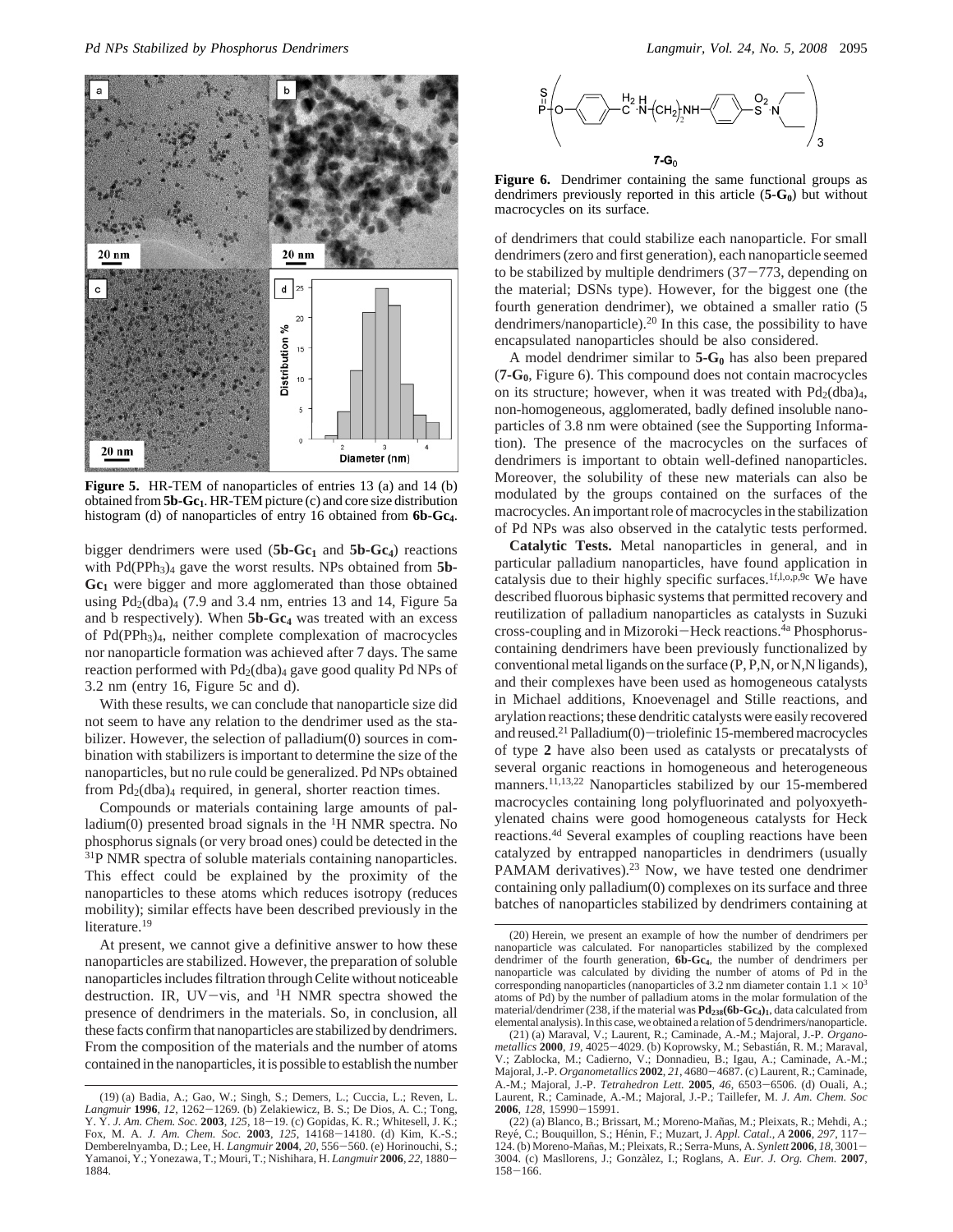**Figure 5.** HR-TEM of nanoparticles of entries 13 (a) and 14 (b) obtained from **5b-Gc$_1$**. HR-TEM picture (c) and core size distribution histogram (d) of nanoparticles of entry 16 obtained from **6b-Gc$_4$**.

bigger dendrimers were used (**5b-Gc$_1$** and **5b-Gc$_4$**) reactions with $Pd(PPh_3)_4$ gave the worst results. NPs obtained from **5b-Gc$_1$** were bigger and more agglomerated than those obtained using $Pd_2(dba)_4$ (7.9 and 3.4 nm, entries 13 and 14, Figure 5a and b respectively). When **5b-Gc$_4$** was treated with an excess of $Pd(PPh_3)_4$, neither complete complexation of macrocycles nor nanoparticle formation was achieved after 7 days. The same reaction performed with $Pd_2(dba)_4$ gave good quality Pd NPs of 3.2 nm (entry 16, Figure 5c and d).

With these results, we can conclude that nanoparticle size did not seem to have any relation to the dendrimer used as the stabilizer. However, the selection of palladium(0) sources in combination with stabilizers is important to determine the size of the nanoparticles, but no rule could be generalized. Pd NPs obtained from $Pd_2(dba)_4$ required, in general, shorter reaction times.

Compounds or materials containing large amounts of palladium(0) presented broad signals in the $^1$H NMR spectra. No phosphorus signals (or very broad ones) could be detected in the $^{31}$P NMR spectra of soluble materials containing nanoparticles. This effect could be explained by the proximity of the nanoparticles to these atoms which reduces isotropy (reduces mobility); similar effects have been described previously in the literature.[19]

At present, we cannot give a definitive answer to how these nanoparticles are stabilized. However, the preparation of soluble nanoparticles includes filtration through Celite without noticeable destruction. IR, UV–vis, and $^1$H NMR spectra showed the presence of dendrimers in the materials. So, in conclusion, all these facts confirm that nanoparticles are stabilized by dendrimers. From the composition of the materials and the number of atoms contained in the nanoparticles, it is possible to establish the number of dendrimers that could stabilize each nanoparticle. For small dendrimers (zero and first generation), each nanoparticle seemed to be stabilized by multiple dendrimers (37–773, depending on the material; DSNs type). However, for the biggest one (the fourth generation dendrimer), we obtained a smaller ratio (5 dendrimers/nanoparticle).[20] In this case, the possibility to have encapsulated nanoparticles should be also considered.

**7-G$_0$**

**Figure 6.** Dendrimer containing the same functional groups as dendrimers previously reported in this article (**5-G$_0$**) but without macrocycles on its surface.

A model dendrimer similar to **5-G$_0$** has also been prepared (**7-G$_0$**, Figure 6). This compound does not contain macrocycles on its structure; however, when it was treated with $Pd_2(dba)_4$, non-homogeneous, agglomerated, badly defined insoluble nanoparticles of 3.8 nm were obtained (see the Supporting Information). The presence of the macrocycles on the surfaces of dendrimers is important to obtain well-defined nanoparticles. Moreover, the solubility of these new materials can also be modulated by the groups contained on the surfaces of the macrocycles. An important role of macrocycles in the stabilization of Pd NPs was also observed in the catalytic tests performed.

**Catalytic Tests.** Metal nanoparticles in general, and in particular palladium nanoparticles, have found application in catalysis due to their highly specific surfaces.[1f,l,o,p,9c] We have described fluorous biphasic systems that permitted recovery and reutilization of palladium nanoparticles as catalysts in Suzuki cross-coupling and in Mizoroki–Heck reactions.[4a] Phosphorus-containing dendrimers have been previously functionalized by conventional metal ligands on the surface (P, P,N, or N,N ligands), and their complexes have been used as homogeneous catalysts in Michael additions, Knoevenagel and Stille reactions, and arylation reactions; these dendritic catalysts were easily recovered and reused.[21] Palladium(0)–triolefinic 15-membered macrocycles of type **2** have also been used as catalysts or precatalysts of several organic reactions in homogeneous and heterogeneous manners.[11,13,22] Nanoparticles stabilized by our 15-membered macrocycles containing long polyfluorinated and polyoxyethylenated chains were good homogeneous catalysts for Heck reactions.[4d] Several examples of coupling reactions have been catalyzed by entrapped nanoparticles in dendrimers (usually PAMAM derivatives).[23] Now, we have tested one dendrimer containing only palladium(0) complexes on its surface and three batches of nanoparticles stabilized by dendrimers containing at

(19) (a) Badia, A.; Gao, W.; Singh, S.; Demers, L.; Cuccia, L.; Reven, L. *Langmuir* **1996**, *12*, 1262–1269. (b) Zelakiewicz, B. S.; De Dios, A. C.; Tong, Y. Y. *J. Am. Chem. Soc.* **2003**, *125*, 18–19. (c) Gopidas, K. R.; Whitesell, J. K.; Fox, M. A. *J. Am. Chem. Soc.* **2003**, *125*, 14168–14180. (d) Kim, K.-S.; Demberelnyamba, D.; Lee, H. *Langmuir* **2004**, *20*, 556–560. (e) Horinouchi, S.; Yamanoi, Y.; Yonezawa, T.; Mouri, T.; Nishihara, H. *Langmuir* **2006**, *22*, 1880–1884.

(20) Herein, we present an example of how the number of dendrimers per nanoparticle was calculated. For nanoparticles stabilized by the complexed dendrimer of the fourth generation, **6b-Gc$_4$**, the number of dendrimers per nanoparticle was calculated by dividing the number of atoms of Pd in the corresponding nanoparticles (nanoparticles of 3.2 nm diameter contain $1.1 \times 10^3$ atoms of Pd) by the number of palladium atoms in the molar formulation of the material/dendrimer (238, if the material was **Pd$_{238}$(6b-Gc$_4$)$_1$**, data calculated from elemental analysis). In this case, we obtained a relation of 5 dendrimers/nanoparticle.

(21) (a) Maraval, V.; Laurent, R.; Caminade, A.-M.; Majoral, J.-P. *Organometallics* **2000**, *19*, 4025–4029. (b) Koprowsky, M.; Sebastián, R. M.; Maraval, V.; Zablocka, M.; Cadierno, V.; Donnadieu, B.; Igau, A.; Caminade, A.-M.; Majoral, J.-P. *Organometallics* **2002**, *21*, 4680–4687. (c) Laurent, R.; Caminade, A.-M.; Majoral, J.-P. *Tetrahedron Lett.* **2005**, *46*, 6503–6506. (d) Ouali, A.; Laurent, R.; Caminade, A.-M.; Majoral, J.-P.; Taillefer, M. *J. Am. Chem. Soc* **2006**, *128*, 15990–15991.

(22) (a) Blanco, B.; Brissart, M.; Moreno-Mañas, M.; Pleixats, R.; Mehdi, A.; Reyé, C.; Bouquillon, S.; Hénin, F.; Muzart, J. *Appl. Catal., A* **2006**, *297*, 117–124. (b) Moreno-Mañas, M.; Pleixats, R.; Serra-Muns, A. *Synlett* **2006**, *18*, 3001–3004. (c) Masllorens, J.; Gonzàlez, I.; Roglans, A. *Eur. J. Org. Chem.* **2007**, 158–166.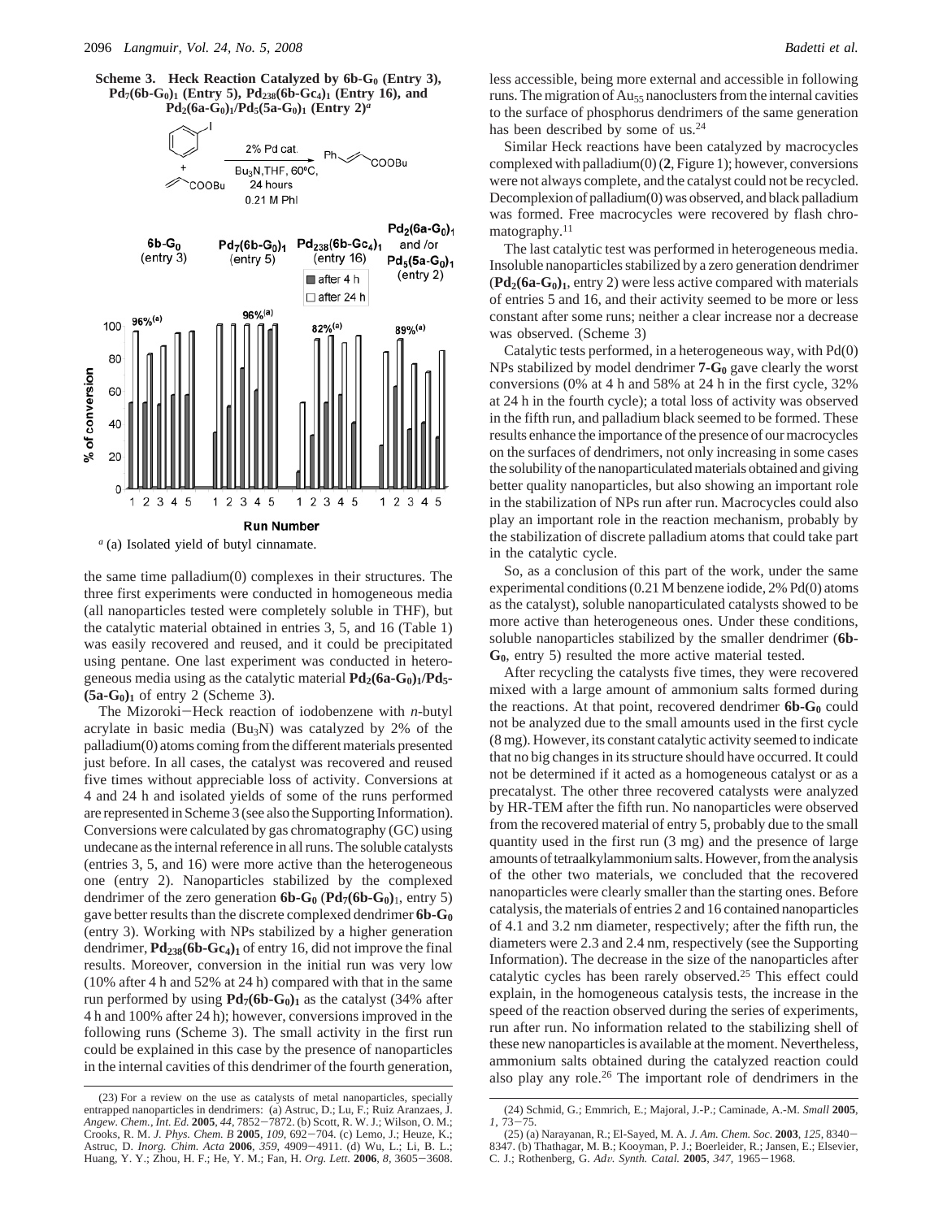**Scheme 3. Heck Reaction Catalyzed by 6b-$G_0$ (Entry 3), $Pd_7(6b\text{-}G_0)_1$ (Entry 5), $Pd_{238}(6b\text{-}Gc_4)_1$ (Entry 16), and $Pd_2(6a\text{-}G_0)_1/Pd_5(5a\text{-}G_0)_1$ (Entry 2)[a]**

[a] (a) Isolated yield of butyl cinnamate.

the same time palladium(0) complexes in their structures. The three first experiments were conducted in homogeneous media (all nanoparticles tested were completely soluble in THF), but the catalytic material obtained in entries 3, 5, and 16 (Table 1) was easily recovered and reused, and it could be precipitated using pentane. One last experiment was conducted in heterogeneous media using as the catalytic material **$Pd_2(6a\text{-}G_0)_1/Pd_5\text{-}(5a\text{-}G_0)_1$** of entry 2 (Scheme 3).

The Mizoroki–Heck reaction of iodobenzene with *n*-butyl acrylate in basic media ($Bu_3N$) was catalyzed by 2% of the palladium(0) atoms coming from the different materials presented just before. In all cases, the catalyst was recovered and reused five times without appreciable loss of activity. Conversions at 4 and 24 h and isolated yields of some of the runs performed are represented in Scheme 3 (see also the Supporting Information). Conversions were calculated by gas chromatography (GC) using undecane as the internal reference in all runs. The soluble catalysts (entries 3, 5, and 16) were more active than the heterogeneous one (entry 2). Nanoparticles stabilized by the complexed dendrimer of the zero generation **6b-$G_0$** (**$Pd_7(6b\text{-}G_0)_1$**, entry 5) gave better results than the discrete complexed dendrimer **6b-$G_0$** (entry 3). Working with NPs stabilized by a higher generation dendrimer, **$Pd_{238}(6b\text{-}Gc_4)_1$** of entry 16, did not improve the final results. Moreover, conversion in the initial run was very low (10% after 4 h and 52% at 24 h) compared with that in the same run performed by using **$Pd_7(6b\text{-}G_0)_1$** as the catalyst (34% after 4 h and 100% after 24 h); however, conversions improved in the following runs (Scheme 3). The small activity in the first run could be explained in this case by the presence of nanoparticles in the internal cavities of this dendrimer of the fourth generation, less accessible, being more external and accessible in following runs. The migration of $Au_{55}$ nanoclusters from the internal cavities to the surface of phosphorus dendrimers of the same generation has been described by some of us.[24]

Similar Heck reactions have been catalyzed by macrocycles complexed with palladium(0) (**2**, Figure 1); however, conversions were not always complete, and the catalyst could not be recycled. Decomplexion of palladium(0) was observed, and black palladium was formed. Free macrocycles were recovered by flash chromatography.[11]

The last catalytic test was performed in heterogeneous media. Insoluble nanoparticles stabilized by a zero generation dendrimer (**$Pd_2(6a\text{-}G_0)_1$**, entry 2) were less active compared with materials of entries 5 and 16, and their activity seemed to be more or less constant after some runs; neither a clear increase nor a decrease was observed. (Scheme 3)

Catalytic tests performed, in a heterogeneous way, with Pd(0) NPs stabilized by model dendrimer **7-$G_0$** gave clearly the worst conversions (0% at 4 h and 58% at 24 h in the first cycle, 32% at 24 h in the fourth cycle); a total loss of activity was observed in the fifth run, and palladium black seemed to be formed. These results enhance the importance of the presence of our macrocycles on the surfaces of dendrimers, not only increasing in some cases the solubility of the nanoparticulated materials obtained and giving better quality nanoparticles, but also showing an important role in the stabilization of NPs run after run. Macrocycles could also play an important role in the reaction mechanism, probably by the stabilization of discrete palladium atoms that could take part in the catalytic cycle.

So, as a conclusion of this part of the work, under the same experimental conditions (0.21 M benzene iodide, 2% Pd(0) atoms as the catalyst), soluble nanoparticulated catalysts showed to be more active than heterogeneous ones. Under these conditions, soluble nanoparticles stabilized by the smaller dendrimer (**6b-$G_0$**, entry 5) resulted the more active material tested.

After recycling the catalysts five times, they were recovered mixed with a large amount of ammonium salts formed during the reactions. At that point, recovered dendrimer **6b-$G_0$** could not be analyzed due to the small amounts used in the first cycle (8 mg). However, its constant catalytic activity seemed to indicate that no big changes in its structure should have occurred. It could not be determined if it acted as a homogeneous catalyst or as a precatalyst. The other three recovered catalysts were analyzed by HR-TEM after the fifth run. No nanoparticles were observed from the recovered material of entry 5, probably due to the small quantity used in the first run (3 mg) and the presence of large amounts of tetraalkylammonium salts. However, from the analysis of the other two materials, we concluded that the recovered nanoparticles were clearly smaller than the starting ones. Before catalysis, the materials of entries 2 and 16 contained nanoparticles of 4.1 and 3.2 nm diameter, respectively; after the fifth run, the diameters were 2.3 and 2.4 nm, respectively (see the Supporting Information). The decrease in the size of the nanoparticles after catalytic cycles has been rarely observed.[25] This effect could explain, in the homogeneous catalysis tests, the increase in the speed of the reaction observed during the series of experiments, run after run. No information related to the stabilizing shell of these new nanoparticles is available at the moment. Nevertheless, ammonium salts obtained during the catalyzed reaction could also play any role.[26] The important role of dendrimers in the

(23) For a review on the use as catalysts of metal nanoparticles, specially entrapped nanoparticles in dendrimers: (a) Astruc, D.; Lu, F.; Ruiz Aranzaes, J. *Angew. Chem., Int. Ed.* **2005**, *44*, 7852–7872. (b) Scott, R. W. J.; Wilson, O. M.; Crooks, R. M. *J. Phys. Chem. B* **2005**, *109*, 692–704. (c) Lemo, J.; Heuze, K.; Astruc, D. *Inorg. Chim. Acta* **2006**, *359*, 4909–4911. (d) Wu, L.; Li, B. L.; Huang, Y. Y.; Zhou, H. F.; He, Y. M.; Fan, H. *Org. Lett.* **2006**, *8*, 3605–3608.

(24) Schmid, G.; Emmrich, E.; Majoral, J.-P.; Caminade, A.-M. *Small* **2005**, *1*, 73–75.

(25) (a) Narayanan, R.; El-Sayed, M. A. *J. Am. Chem. Soc.* **2003**, *125*, 8340–8347. (b) Thathagar, M. B.; Kooyman, P. J.; Boerleider, R.; Jansen, E.; Elsevier, C. J.; Rothenberg, G. *Adv. Synth. Catal.* **2005**, *347*, 1965–1968.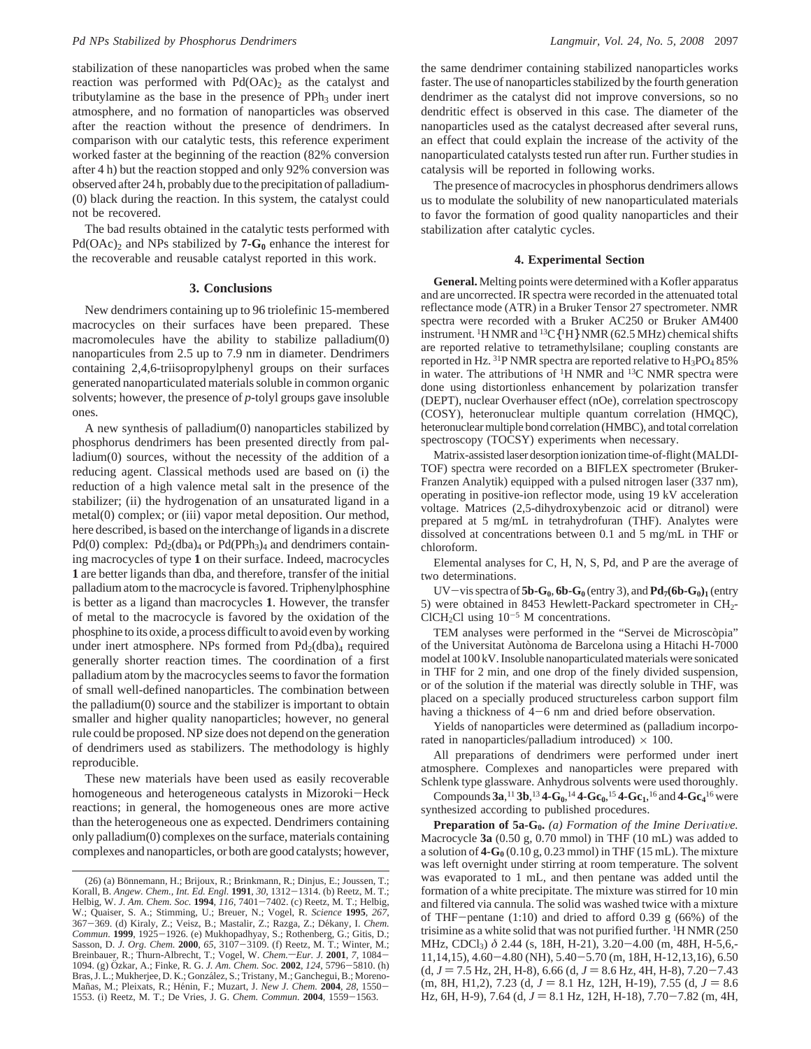stabilization of these nanoparticles was probed when the same reaction was performed with $Pd(OAc)_2$ as the catalyst and tributylamine as the base in the presence of $PPh_3$ under inert atmosphere, and no formation of nanoparticles was observed after the reaction without the presence of dendrimers. In comparison with our catalytic tests, this reference experiment worked faster at the beginning of the reaction (82% conversion after 4 h) but the reaction stopped and only 92% conversion was observed after 24 h, probably due to the precipitation of palladium(0) black during the reaction. In this system, the catalyst could not be recovered.

The bad results obtained in the catalytic tests performed with $Pd(OAc)_2$ and NPs stabilized by **7-G$_0$** enhance the interest for the recoverable and reusable catalyst reported in this work.

## 3. Conclusions

New dendrimers containing up to 96 triolefinic 15-membered macrocycles on their surfaces have been prepared. These macromolecules have the ability to stabilize palladium(0) nanoparticules from 2.5 up to 7.9 nm in diameter. Dendrimers containing 2,4,6-triisopropylphenyl groups on their surfaces generated nanoparticulated materials soluble in common organic solvents; however, the presence of *p*-tolyl groups gave insoluble ones.

A new synthesis of palladium(0) nanoparticles stabilized by phosphorus dendrimers has been presented directly from palladium(0) sources, without the necessity of the addition of a reducing agent. Classical methods used are based on (i) the reduction of a high valence metal salt in the presence of the stabilizer; (ii) the hydrogenation of an unsaturated ligand in a metal(0) complex; or (iii) vapor metal deposition. Our method, here described, is based on the interchange of ligands in a discrete Pd(0) complex: $Pd_2(dba)_4$ or $Pd(PPh_3)_4$ and dendrimers containing macrocycles of type **1** on their surface. Indeed, macrocycles **1** are better ligands than dba, and therefore, transfer of the initial palladium atom to the macrocycle is favored. Triphenylphosphine is better as a ligand than macrocycles **1**. However, the transfer of metal to the macrocycle is favored by the oxidation of the phosphine to its oxide, a process difficult to avoid even by working under inert atmosphere. NPs formed from $Pd_2(dba)_4$ required generally shorter reaction times. The coordination of a first palladium atom by the macrocycles seems to favor the formation of small well-defined nanoparticles. The combination between the palladium(0) source and the stabilizer is important to obtain smaller and higher quality nanoparticles; however, no general rule could be proposed. NP size does not depend on the generation of dendrimers used as stabilizers. The methodology is highly reproducible.

These new materials have been used as easily recoverable homogeneous and heterogeneous catalysts in Mizoroki−Heck reactions; in general, the homogeneous ones are more active than the heterogeneous one as expected. Dendrimers containing only palladium(0) complexes on the surface, materials containing complexes and nanoparticles, or both are good catalysts; however, the same dendrimer containing stabilized nanoparticles works faster. The use of nanoparticles stabilized by the fourth generation dendrimer as the catalyst did not improve conversions, so no dendritic effect is observed in this case. The diameter of the nanoparticles used as the catalyst decreased after several runs, an effect that could explain the increase of the activity of the nanoparticulated catalysts tested run after run. Further studies in catalysis will be reported in following works.

The presence of macrocycles in phosphorus dendrimers allows us to modulate the solubility of new nanoparticulated materials to favor the formation of good quality nanoparticles and their stabilization after catalytic cycles.

## 4. Experimental Section

**General.** Melting points were determined with a Kofler apparatus and are uncorrected. IR spectra were recorded in the attenuated total reflectance mode (ATR) in a Bruker Tensor 27 spectrometer. NMR spectra were recorded with a Bruker AC250 or Bruker AM400 instrument. $^1$H NMR and $^{13}$C{$^1$H} NMR (62.5 MHz) chemical shifts are reported relative to tetramethylsilane; coupling constants are reported in Hz. $^{31}$P NMR spectra are reported relative to $H_3PO_4$ 85% in water. The attributions of $^1$H NMR and $^{13}$C NMR spectra were done using distortionless enhancement by polarization transfer (DEPT), nuclear Overhauser effect (nOe), correlation spectroscopy (COSY), heteronuclear multiple quantum correlation (HMQC), heteronuclear multiple bond correlation (HMBC), and total correlation spectroscopy (TOCSY) experiments when necessary.

Matrix-assisted laser desorption ionization time-of-flight (MALDI-TOF) spectra were recorded on a BIFLEX spectrometer (Bruker-Franzen Analytik) equipped with a pulsed nitrogen laser (337 nm), operating in positive-ion reflector mode, using 19 kV acceleration voltage. Matrices (2,5-dihydroxybenzoic acid or ditranol) were prepared at 5 mg/mL in tetrahydrofuran (THF). Analytes were dissolved at concentrations between 0.1 and 5 mg/mL in THF or chloroform.

Elemental analyses for C, H, N, S, Pd, and P are the average of two determinations.

UV−vis spectra of **5b-G$_0$**, **6b-G$_0$** (entry 3), and **Pd$_7$(6b-G$_0$)$_1$** (entry 5) were obtained in 8453 Hewlett-Packard spectrometer in $CH_2ClCH_2Cl$ using $10^{-5}$ M concentrations.

TEM analyses were performed in the "Servei de Microscòpia" of the Universitat Autònoma de Barcelona using a Hitachi H-7000 model at 100 kV. Insoluble nanoparticulated materials were sonicated in THF for 2 min, and one drop of the finely divided suspension, or of the solution if the material was directly soluble in THF, was placed on a specially produced structureless carbon support film having a thickness of 4−6 nm and dried before observation.

Yields of nanoparticles were determined as (palladium incorporated in nanoparticles/palladium introduced) × 100.

All preparations of dendrimers were performed under inert atmosphere. Complexes and nanoparticles were prepared with Schlenk type glassware. Anhydrous solvents were used thoroughly.

Compounds **3a**,[11] **3b**,[13] **4-G$_0$**,[14] **4-Gc$_0$**,[15] **4-Gc$_1$**,[16] and **4-Gc$_4$**[16] were synthesized according to published procedures.

**Preparation of 5a-G$_0$.** *(a) Formation of the Imine Derivative.* Macrocycle **3a** (0.50 g, 0.70 mmol) in THF (10 mL) was added to a solution of **4-G$_0$** (0.10 g, 0.23 mmol) in THF (15 mL). The mixture was left overnight under stirring at room temperature. The solvent was evaporated to 1 mL, and then pentane was added until the formation of a white precipitate. The mixture was stirred for 10 min and filtered via cannula. The solid was washed twice with a mixture of THF−pentane (1:10) and dried to afford 0.39 g (66%) of the trisimine as a white solid that was not purified further. $^1$H NMR (250 MHz, $CDCl_3$) δ 2.44 (s, 18H, H-21), 3.20−4.00 (m, 48H, H-5,6,-11,14,15), 4.60−4.80 (NH), 5.40−5.70 (m, 18H, H-12,13,16), 6.50 (d, $J$ = 7.5 Hz, 2H, H-8), 6.66 (d, $J$ = 8.6 Hz, 4H, H-8), 7.20−7.43 (m, 8H, H1,2), 7.23 (d, $J$ = 8.1 Hz, 12H, H-19), 7.55 (d, $J$ = 8.6 Hz, 6H, H-9), 7.64 (d, $J$ = 8.1 Hz, 12H, H-18), 7.70−7.82 (m, 4H,

(26) (a) Bönnemann, H.; Brijoux, R.; Brinkmann, R.; Dinjus, E.; Joussen, T.; Korall, B. *Angew. Chem., Int. Ed. Engl.* **1991**, *30*, 1312−1314. (b) Reetz, M. T.; Helbig, W. *J. Am. Chem. Soc.* **1994**, *116*, 7401−7402. (c) Reetz, M. T.; Helbig, W.; Quaiser, S. A.; Stimming, U.; Breuer, N.; Vogel, R. *Science* **1995**, *267*, 367−369. (d) Kiraly, Z.; Veisz, B.; Mastalir, Z.; Razga, Z.; Dékany, I. *Chem. Commun.* **1999**, 1925−1926. (e) Mukhopadhyay, S.; Rothenberg, G.; Gitis, D.; Sasson, D. *J. Org. Chem.* **2000**, *65*, 3107−3109. (f) Reetz, M. T.; Winter, M.; Breinbauer, R.; Thurn-Albrecht, T.; Vogel, W. *Chem.*−*Eur. J.* **2001**, *7*, 1084−1094. (g) Özkar, A.; Finke, R. G. *J. Am. Chem. Soc.* **2002**, *124*, 5796−5810. (h) Bras, J. L.; Mukherjee, D. K.; González, S.; Tristany, M.; Ganchegui, B.; Moreno-Mañas, M.; Pleixats, R.; Hénin, F.; Muzart, J. *New J. Chem.* **2004**, *28*, 1550−1553. (i) Reetz, M. T.; De Vries, J. G. *Chem. Commun.* **2004**, 1559−1563.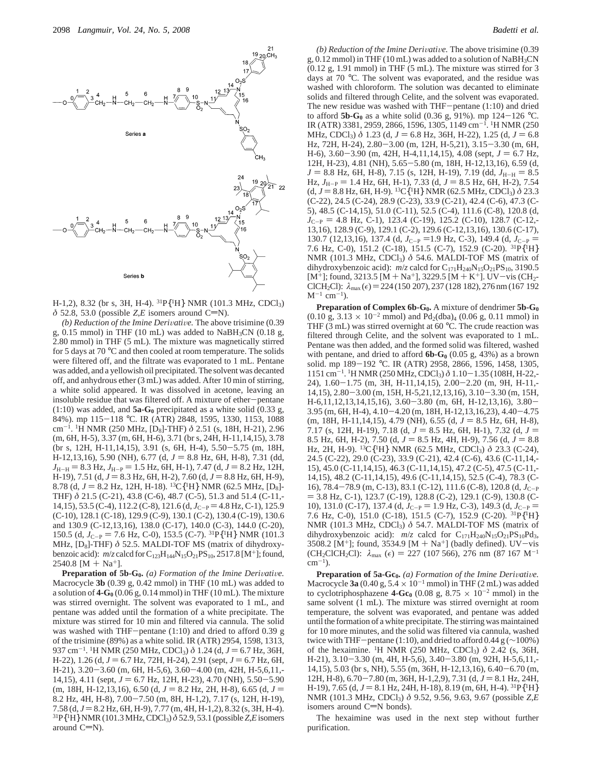Series **a**

Series **b**

H-1,2), 8.32 (br s, 3H, H-4). $^{31}P\{^1H\}$ NMR (101.3 MHz, $CDCl_3$) $\delta$ 52.8, 53.0 (possible *Z,E* isomers around C=N).

*(b) Reduction of the Imine Derivative.* The above trisimine (0.39 g, 0.15 mmol) in THF (10 mL) was added to $NaBH_3CN$ (0.18 g, 2.80 mmol) in THF (5 mL). The mixture was magnetically stirred for 5 days at 70 °C and then cooled at room temperature. The solids were filtered off, and the filtrate was evaporated to 1 mL. Pentane was added, and a yellowish oil precipitated. The solvent was decanted off, and anhydrous ether (3 mL) was added. After 10 min of stirring, a white solid appeared. It was dissolved in acetone, leaving an insoluble residue that was filtered off. A mixture of ether−pentane (1:10) was added, and **5a-G₀** precipitated as a white solid (0.33 g, 84%). mp 115−118 °C. IR (ATR) 2848, 1595, 1330, 1153, 1088 $cm^{-1}$. $^1H$ NMR (250 MHz, [$D_8$]-THF) $\delta$ 2.51 (s, 18H, H-21), 2.96 (m, 6H, H-5), 3.37 (m, 6H, H-6), 3.71 (br s, 24H, H-11,14,15), 3.78 (br s, 12H, H-11,14,15), 3.91 (s, 6H, H-4), 5.50−5.75 (m, 18H, H-12,13,16), 5.90 (NH), 6.77 (d, $J$ = 8.8 Hz, 6H, H-8), 7.31 (dd, $J_{H-H}$ = 8.3 Hz, $J_{H-P}$ = 1.5 Hz, 6H, H-1), 7.47 (d, $J$ = 8.2 Hz, 12H, H-19), 7.51 (d, $J$ = 8.3 Hz, 6H, H-2), 7.60 (d, $J$ = 8.8 Hz, 6H, H-9), 8.78 (d, $J$ = 8.2 Hz, 12H, H-18). $^{13}C\{^1H\}$ NMR (62.5 MHz, [$D_8$]-THF) $\delta$ 21.5 (C-21), 43.8 (C-6), 48.7 (C-5), 51.3 and 51.4 (C-11,-14,15), 53.5 (C-4), 112.2 (C-8), 121.6 (d, $J_{C-P}$ = 4.8 Hz, C-1), 125.9 (C-10), 128.1 (C-18), 129.9 (C-9), 130.1 (C-2), 130.4 (C-19), 130.6 and 130.9 (C-12,13,16), 138.0 (C-17), 140.0 (C-3), 144.0 (C-20), 150.5 (d, $J_{C-P}$ = 7.6 Hz, C-0), 153.5 (C-7). $^{31}P\{^1H\}$ NMR (101.3 MHz, [$D_8$]-THF) $\delta$ 52.5. MALDI-TOF MS (matrix of dihydroxybenzoic acid): $m/z$ calcd for $C_{123}H_{144}N_{15}O_{21}PS_{10}$, 2517.8 [M$^+$]; found, 2540.8 [M + Na$^+$].

**Preparation of 5b-G₀.** *(a) Formation of the Imine Derivative.* Macrocycle **3b** (0.39 g, 0.42 mmol) in THF (10 mL) was added to a solution of **4-G₀** (0.06 g, 0.14 mmol) in THF (10 mL). The mixture was stirred overnight. The solvent was evaporated to 1 mL, and pentane was added until the formation of a white precipitate. The mixture was stirred for 10 min and filtered via cannula. The solid was washed with THF−pentane (1:10) and dried to afford 0.39 g of the trisimine (89%) as a white solid. IR (ATR) 2954, 1598, 1313, 937 $cm^{-1}$. $^1H$ NMR (250 MHz, $CDCl_3$) $\delta$ 1.24 (d, $J$ = 6.7 Hz, 36H, H-22), 1.26 (d, $J$ = 6.7 Hz, 72H, H-24), 2.91 (sept, $J$ = 6.7 Hz, 6H, H-21), 3.20−3.60 (m, 6H, H-5,6), 3.60−4.00 (m, 42H, H-5,6,11,-14,15), 4.11 (sept, $J$ = 6.7 Hz, 12H, H-23), 4.70 (NH), 5.50−5.90 (m, 18H, H-12,13,16), 6.50 (d, $J$ = 8.2 Hz, 2H, H-8), 6.65 (d, $J$ = 8.2 Hz, 4H, H-8), 7.00−7.50 (m, 8H, H-1,2), 7.17 (s, 12H, H-19), 7.58 (d, $J$ = 8.2 Hz, 6H, H-9), 7.77 (m, 4H, H-1,2), 8.32 (s, 3H, H-4). $^{31}P\{^1H\}$ NMR (101.3 MHz, $CDCl_3$) $\delta$ 52.9, 53.1 (possible *Z,E* isomers around C=N).

*(b) Reduction of the Imine Derivative.* The above trisimine (0.39 g, 0.12 mmol) in THF (10 mL) was added to a solution of $NaBH_3CN$ (0.12 g, 1.91 mmol) in THF (5 mL). The mixture was stirred for 3 days at 70 °C. The solvent was evaporated, and the residue was washed with chloroform. The solution was decanted to eliminate solids and filtered through Celite, and the solvent was evaporated. The new residue was washed with THF−pentane (1:10) and dried to afford **5b-G₀** as a white solid (0.36 g, 91%). mp 124−126 °C. IR (ATR) 3381, 2959, 2866, 1596, 1305, 1149 $cm^{-1}$. $^1H$ NMR (250 MHz, $CDCl_3$) $\delta$ 1.23 (d, $J$ = 6.8 Hz, 36H, H-22), 1.25 (d, $J$ = 6.8 Hz, 72H, H-24), 2.80−3.00 (m, 12H, H-5,21), 3.15−3.30 (m, 6H, H-6), 3.60−3.90 (m, 42H, H-4,11,14,15), 4.08 (sept, $J$ = 6.7 Hz, 12H, H-23), 4.81 (NH), 5.65−5.80 (m, 18H, H-12,13,16), 6.59 (d, $J$ = 8.8 Hz, 6H, H-8), 7.15 (s, 12H, H-19), 7.19 (dd, $J_{H-H}$ = 8.5 Hz, $J_{H-P}$ = 1.4 Hz, 6H, H-1), 7.33 (d, $J$ = 8.5 Hz, 6H, H-2), 7.54 (d, $J$ = 8.8 Hz, 6H, H-9). $^{13}C\{^1H\}$ NMR (62.5 MHz, $CDCl_3$) $\delta$ 23.3 (C-22), 24.5 (C-24), 28.9 (C-23), 33.9 (C-21), 42.4 (C-6), 47.3 (C-5), 48.5 (C-14,15), 51.0 (C-11), 52.5 (C-4), 111.6 (C-8), 120.8 (d, $J_{C-P}$ = 4.8 Hz, C-1), 123.4 (C-19), 125.2 (C-10), 128.7 (C-12,-13,16), 128.9 (C-9), 129.1 (C-2), 129.6 (C-12,13,16), 130.6 (C-17), 130.7 (12,13,16), 137.4 (d, $J_{C-P}$ =1.9 Hz, C-3), 149.4 (d, $J_{C-P}$ = 7.6 Hz, C-0), 151.2 (C-18), 151.5 (C-7), 152.9 (C-20). $^{31}P\{^1H\}$ NMR (101.3 MHz, $CDCl_3$) $\delta$ 54.6. MALDI-TOF MS (matrix of dihydroxybenzoic acid): $m/z$ calcd for $C_{171}H_{240}N_{15}O_{21}PS_{10}$, 3190.5 [M$^+$]; found, 3213.5 [M + Na$^+$], 3229.5 [M + K$^+$]. UV−vis ($CH_2ClCH_2Cl$): $\lambda_{max}$ ($\epsilon$) = 224 (150 207), 237 (128 182), 276 nm (167 192 $M^{-1}$ $cm^{-1}$).

**Preparation of Complex 6b-G₀.** A mixture of dendrimer **5b-G₀** (0.10 g, 3.13 × $10^{-2}$ mmol) and $Pd_2(dba)_4$ (0.06 g, 0.11 mmol) in THF (3 mL) was stirred overnight at 60 °C. The crude reaction was filtered through Celite, and the solvent was evaporated to 1 mL. Pentane was then added, and the formed solid was filtered, washed with pentane, and dried to afford **6b-G₀** (0.05 g, 43%) as a brown solid. mp 189−192 °C. IR (ATR) 2958, 2866, 1596, 1458, 1305, 1151 $cm^{-1}$. $^1H$ NMR (250 MHz, $CDCl_3$) $\delta$ 1.10−1.35 (108H, H-22,-24), 1.60−1.75 (m, 3H, H-11,14,15), 2.00−2.20 (m, 9H, H-11,-14,15), 2.80−3.00 (m, 15H, H-5,21,12,13,16), 3.10−3.30 (m, 15H, H-6,11,12,13,14,15,16), 3.60−3.80 (m, 6H, H-12,13,16), 3.80−3.95 (m, 6H, H-4), 4.10−4.20 (m, 18H, H-12,13,16,23), 4.40−4.75 (m, 18H, H-11,14,15), 4.79 (NH), 6.55 (d, $J$ = 8.5 Hz, 6H, H-8), 7.17 (s, 12H, H-19), 7.18 (d, $J$ = 8.5 Hz, 6H, H-1), 7.32 (d, $J$ = 8.5 Hz, 6H, H-2), 7.50 (d, $J$ = 8.5 Hz, 4H, H-9), 7.56 (d, $J$ = 8.8 Hz, 2H, H-9). $^{13}C\{^1H\}$ NMR (62.5 MHz, $CDCl_3$) $\delta$ 23.3 (C-24), 24.5 (C-22), 29.0 (C-23), 33.9 (C-21), 42.4 (C-6), 43.6 (C-11,14,-15), 45.0 (C-11,14,15), 46.3 (C-11,14,15), 47.2 (C-5), 47.5 (C-11,-14,15), 48.2 (C-11,14,15), 49.6 (C-11,14,15), 52.5 (C-4), 78.3 (C-16), 78.4−78.9 (m, C-13), 83.1 (C-12), 111.6 (C-8), 120.8 (d, $J_{C-P}$ = 3.8 Hz, C-1), 123.7 (C-19), 128.8 (C-2), 129.1 (C-9), 130.8 (C-10), 131.0 (C-17), 137.4 (d, $J_{C-P}$ = 1.9 Hz, C-3), 149.3 (d, $J_{C-P}$ = 7.6 Hz, C-0), 151.0 (C-18), 151.5 (C-7), 152.9 (C-20). $^{31}P\{^1H\}$ NMR (101.3 MHz, $CDCl_3$) $\delta$ 54.7. MALDI-TOF MS (matrix of dihydroxybenzoic acid): $m/z$ calcd for $C_{171}H_{240}N_{15}O_{21}PS_{10}Pd_3$, 3508.2 [M$^+$]; found, 3534.9 [M + Na$^+$] (badly defined). UV−vis ($CH_2ClCH_2Cl$): $\lambda_{max}$ ($\epsilon$) = 227 (107 566), 276 nm (87 167 $M^{-1}$ $cm^{-1}$).

**Preparation of 5a-Gc₀.** *(a) Formation of the Imine Derivative.* Macrocycle **3a** (0.40 g, 5.4 × $10^{-1}$ mmol) in THF (2 mL) was added to cyclotriphosphazene **4-Gc₀** (0.08 g, 8.75 × $10^{-2}$ mmol) in the same solvent (1 mL). The mixture was stirred overnight at room temperature, the solvent was evaporated, and pentane was added until the formation of a white precipitate. The stirring was maintained for 10 more minutes, and the solid was filtered via cannula, washed twice with THF−pentane (1:10), and dried to afford 0.44 g (~100%) of the hexaimine. $^1H$ NMR (250 MHz, $CDCl_3$) $\delta$ 2.42 (s, 36H, H-21), 3.10−3.30 (m, 4H, H-5,6), 3.40−3.80 (m, 92H, H-5,6,11,-14,15), 5.03 (br s, NH), 5.55 (m, 36H, H-12,13,16), 6.40−6.70 (m, 12H, H-8), 6.70−7.80 (m, 36H, H-1,2,9), 7.31 (d, $J$ = 8.1 Hz, 24H, H-19), 7.65 (d, $J$ = 8.1 Hz, 24H, H-18), 8.19 (m, 6H, H-4). $^{31}P\{^1H\}$ NMR (101.3 MHz, $CDCl_3$) $\delta$ 9.52, 9.56, 9.63, 9.67 (possible *Z,E* isomers around C=N bonds).

The hexaimine was used in the next step without further purification.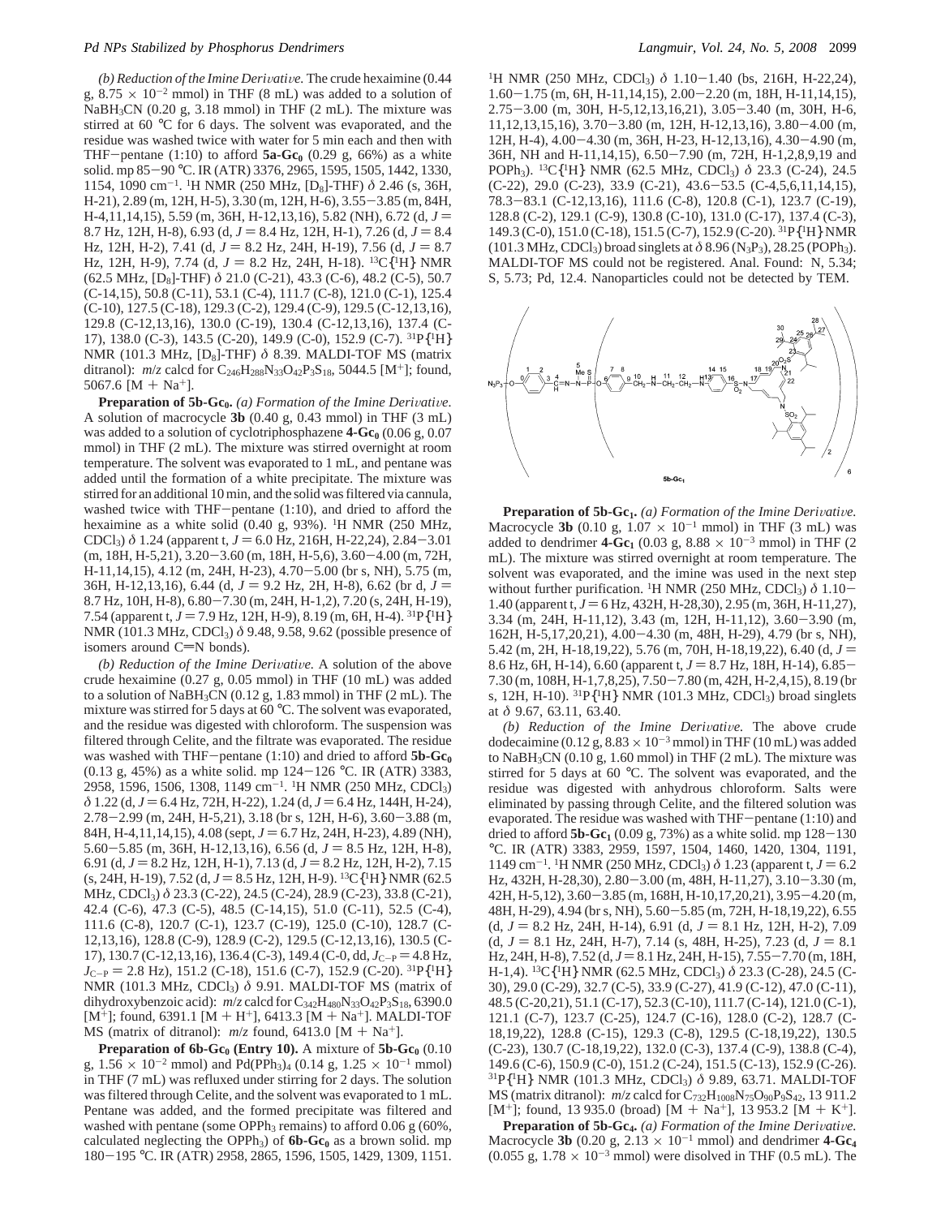*(b) Reduction of the Imine Derivative.* The crude hexaimine (0.44 g, $8.75 \times 10^{-2}$ mmol) in THF (8 mL) was added to a solution of $NaBH_3CN$ (0.20 g, 3.18 mmol) in THF (2 mL). The mixture was stirred at 60 °C for 6 days. The solvent was evaporated, and the residue was washed twice with water for 5 min each and then with THF−pentane (1:10) to afford **5a-Gc$_0$** (0.29 g, 66%) as a white solid. mp 85−90 °C. IR (ATR) 3376, 2965, 1595, 1505, 1442, 1330, 1154, 1090 cm$^{-1}$. $^1$H NMR (250 MHz, [D$_8$]-THF) δ 2.46 (s, 36H, H-21), 2.89 (m, 12H, H-5), 3.30 (m, 12H, H-6), 3.55−3.85 (m, 84H, H-4,11,14,15), 5.59 (m, 36H, H-12,13,16), 5.82 (NH), 6.72 (d, $J$ = 8.7 Hz, 12H, H-8), 6.93 (d, $J$ = 8.4 Hz, 12H, H-1), 7.26 (d, $J$ = 8.4 Hz, 12H, H-2), 7.41 (d, $J$ = 8.2 Hz, 24H, H-19), 7.56 (d, $J$ = 8.7 Hz, 12H, H-9), 7.74 (d, $J$ = 8.2 Hz, 24H, H-18). $^{13}$C{$^1$H} NMR (62.5 MHz, [D$_8$]-THF) δ 21.0 (C-21), 43.3 (C-6), 48.2 (C-5), 50.7 (C-14,15), 50.8 (C-11), 53.1 (C-4), 111.7 (C-8), 121.0 (C-1), 125.4 (C-10), 127.5 (C-18), 129.3 (C-2), 129.4 (C-9), 129.5 (C-12,13,16), 129.8 (C-12,13,16), 130.0 (C-19), 130.4 (C-12,13,16), 137.4 (C-17), 138.0 (C-3), 143.5 (C-20), 149.9 (C-0), 152.9 (C-7). $^{31}$P{$^1$H} NMR (101.3 MHz, [D$_8$]-THF) δ 8.39. MALDI-TOF MS (matrix ditranol): $m/z$ calcd for $C_{246}H_{288}N_{33}O_{42}P_3S_{18}$, 5044.5 [M$^+$]; found, 5067.6 [M + Na$^+$].

**Preparation of 5b-Gc$_0$.** *(a) Formation of the Imine Derivative.* A solution of macrocycle **3b** (0.40 g, 0.43 mmol) in THF (3 mL) was added to a solution of cyclotriphosphazene **4-Gc$_0$** (0.06 g, 0.07 mmol) in THF (2 mL). The mixture was stirred overnight at room temperature. The solvent was evaporated to 1 mL, and pentane was added until the formation of a white precipitate. The mixture was stirred for an additional 10 min, and the solid was filtered via cannula, washed twice with THF−pentane (1:10), and dried to afford the hexaimine as a white solid (0.40 g, 93%). $^1$H NMR (250 MHz, CDCl$_3$) δ 1.24 (apparent t, $J$ = 6.0 Hz, 216H, H-22,24), 2.84−3.01 (m, 18H, H-5,21), 3.20−3.60 (m, 18H, H-5,6), 3.60−4.00 (m, 72H, H-11,14,15), 4.12 (m, 24H, H-23), 4.70−5.00 (br s, NH), 5.75 (m, 36H, H-12,13,16), 6.44 (d, $J$ = 9.2 Hz, 2H, H-8), 6.62 (br d, $J$ = 8.7 Hz, 10H, H-8), 6.80−7.30 (m, 24H, H-1,2), 7.20 (s, 24H, H-19), 7.54 (apparent t, $J$ = 7.9 Hz, 12H, H-9), 8.19 (m, 6H, H-4). $^{31}$P{$^1$H} NMR (101.3 MHz, CDCl$_3$) δ 9.48, 9.58, 9.62 (possible presence of isomers around C=N bonds).

*(b) Reduction of the Imine Derivative.* A solution of the above crude hexaimine (0.27 g, 0.05 mmol) in THF (10 mL) was added to a solution of $NaBH_3CN$ (0.12 g, 1.83 mmol) in THF (2 mL). The mixture was stirred for 5 days at 60 °C. The solvent was evaporated, and the residue was digested with chloroform. The suspension was filtered through Celite, and the filtrate was evaporated. The residue was washed with THF−pentane (1:10) and dried to afford **5b-Gc$_0$** (0.13 g, 45%) as a white solid. mp 124−126 °C. IR (ATR) 3383, 2958, 1596, 1506, 1308, 1149 cm$^{-1}$. $^1$H NMR (250 MHz, CDCl$_3$) δ 1.22 (d, $J$ = 6.4 Hz, 72H, H-22), 1.24 (d, $J$ = 6.4 Hz, 144H, H-24), 2.78−2.99 (m, 24H, H-5,21), 3.18 (br s, 12H, H-6), 3.60−3.88 (m, 84H, H-4,11,14,15), 4.08 (sept, $J$ = 6.7 Hz, 24H, H-23), 4.89 (NH), 5.60−5.85 (m, 36H, H-12,13,16), 6.56 (d, $J$ = 8.5 Hz, 12H, H-8), 6.91 (d, $J$ = 8.2 Hz, 12H, H-1), 7.13 (d, $J$ = 8.2 Hz, 12H, H-2), 7.15 (s, 24H, H-19), 7.52 (d, $J$ = 8.5 Hz, 12H, H-9). $^{13}$C{$^1$H} NMR (62.5 MHz, CDCl$_3$) δ 23.3 (C-22), 24.5 (C-24), 28.9 (C-23), 33.8 (C-21), 42.4 (C-6), 47.3 (C-5), 48.5 (C-14,15), 51.0 (C-11), 52.5 (C-4), 111.6 (C-8), 120.7 (C-1), 123.7 (C-19), 125.0 (C-10), 128.7 (C-12,13,16), 128.8 (C-9), 128.9 (C-2), 129.5 (C-12,13,16), 130.5 (C-17), 130.7 (C-12,13,16), 136.4 (C-3), 149.4 (C-0, dd, $J_{C-P}$ = 4.8 Hz, $J_{C-P}$ = 2.8 Hz), 151.2 (C-18), 151.6 (C-7), 152.9 (C-20). $^{31}$P{$^1$H} NMR (101.3 MHz, CDCl$_3$) δ 9.91. MALDI-TOF MS (matrix of dihydroxybenzoic acid): $m/z$ calcd for $C_{342}H_{480}N_{33}O_{42}P_3S_{18}$, 6390.0 [M$^+$]; found, 6391.1 [M + H$^+$], 6413.3 [M + Na$^+$]. MALDI-TOF MS (matrix of ditranol): $m/z$ found, 6413.0 [M + Na$^+$].

**Preparation of 6b-Gc$_0$ (Entry 10).** A mixture of **5b-Gc$_0$** (0.10 g, $1.56 \times 10^{-2}$ mmol) and Pd(PPh$_3$)$_4$ (0.14 g, $1.25 \times 10^{-1}$ mmol) in THF (7 mL) was refluxed under stirring for 2 days. The solution was filtered through Celite, and the solvent was evaporated to 1 mL. Pentane was added, and the formed precipitate was filtered and washed with pentane (some OPPh$_3$ remains) to afford 0.06 g (60%, calculated neglecting the OPPh$_3$) of **6b-Gc$_0$** as a brown solid. mp 180−195 °C. IR (ATR) 2958, 2865, 1596, 1505, 1429, 1309, 1151. $^1$H NMR (250 MHz, CDCl$_3$) δ 1.10−1.40 (bs, 216H, H-22,24), 1.60−1.75 (m, 6H, H-11,14,15), 2.00−2.20 (m, 18H, H-11,14,15), 2.75−3.00 (m, 30H, H-5,12,13,16,21), 3.05−3.40 (m, 30H, H-6, 11,12,13,15,16), 3.70−3.80 (m, 12H, H-12,13,16), 3.80−4.00 (m, 12H, H-4), 4.00−4.30 (m, 36H, H-23, H-12,13,16), 4.30−4.90 (m, 36H, NH and H-11,14,15), 6.50−7.90 (m, 72H, H-1,2,8,9,19 and POPh$_3$). $^{13}$C{$^1$H} NMR (62.5 MHz, CDCl$_3$) δ 23.3 (C-24), 24.5 (C-22), 29.0 (C-23), 33.9 (C-21), 43.6−53.5 (C-4,5,6,11,14,15), 78.3−83.1 (C-12,13,16), 111.6 (C-8), 120.8 (C-1), 123.7 (C-19), 128.8 (C-2), 129.1 (C-9), 130.8 (C-10), 131.0 (C-17), 137.4 (C-3), 149.3 (C-0), 151.0 (C-18), 151.5 (C-7), 152.9 (C-20). $^{31}$P{$^1$H} NMR (101.3 MHz, CDCl$_3$) broad singlets at δ 8.96 (N$_3$P$_3$), 28.25 (POPh$_3$). MALDI-TOF MS could not be registered. Anal. Found: N, 5.34; S, 5.73; Pd, 12.4. Nanoparticles could not be detected by TEM.

**5b-Gc$_1$**

**Preparation of 5b-Gc$_1$.** *(a) Formation of the Imine Derivative.* Macrocycle **3b** (0.10 g, $1.07 \times 10^{-1}$ mmol) in THF (3 mL) was added to dendrimer **4-Gc$_1$** (0.03 g, $8.88 \times 10^{-3}$ mmol) in THF (2 mL). The mixture was stirred overnight at room temperature. The solvent was evaporated, and the imine was used in the next step without further purification. $^1$H NMR (250 MHz, CDCl$_3$) δ 1.10−1.40 (apparent t, $J$ = 6 Hz, 432H, H-28,30), 2.95 (m, 36H, H-11,27), 3.34 (m, 24H, H-11,12), 3.43 (m, 12H, H-11,12), 3.60−3.90 (m, 162H, H-5,17,20,21), 4.00−4.30 (m, 48H, H-29), 4.79 (br s, NH), 5.42 (m, 2H, H-18,19,22), 5.76 (m, 70H, H-18,19,22), 6.40 (d, $J$ = 8.6 Hz, 6H, H-14), 6.60 (apparent t, $J$ = 8.7 Hz, 18H, H-14), 6.85−7.30 (m, 108H, H-1,7,8,25), 7.50−7.80 (m, 42H, H-2,4,15), 8.19 (br s, 12H, H-10). $^{31}$P{$^1$H} NMR (101.3 MHz, CDCl$_3$) broad singlets at δ 9.67, 63.11, 63.40.

*(b) Reduction of the Imine Derivative.* The above crude dodecaimine (0.12 g, $8.83 \times 10^{-3}$ mmol) in THF (10 mL) was added to $NaBH_3CN$ (0.10 g, 1.60 mmol) in THF (2 mL). The mixture was stirred for 5 days at 60 °C. The solvent was evaporated, and the residue was digested with anhydrous chloroform. Salts were eliminated by passing through Celite, and the filtered solution was evaporated. The residue was washed with THF−pentane (1:10) and dried to afford **5b-Gc$_1$** (0.09 g, 73%) as a white solid. mp 128−130 °C. IR (ATR) 3383, 2959, 1597, 1504, 1460, 1420, 1304, 1191, 1149 cm$^{-1}$. $^1$H NMR (250 MHz, CDCl$_3$) δ 1.23 (apparent t, $J$ = 6.2 Hz, 432H, H-28,30), 2.80−3.00 (m, 48H, H-11,27), 3.10−3.30 (m, 42H, H-5,12), 3.60−3.85 (m, 168H, H-10,17,20,21), 3.95−4.20 (m, 48H, H-29), 4.94 (br s, NH), 5.60−5.85 (m, 72H, H-18,19,22), 6.55 (d, $J$ = 8.2 Hz, 24H, H-14), 6.91 (d, $J$ = 8.1 Hz, 12H, H-2), 7.09 (d, $J$ = 8.1 Hz, 24H, H-7), 7.14 (s, 48H, H-25), 7.23 (d, $J$ = 8.1 Hz, 24H, H-8), 7.52 (d, $J$ = 8.1 Hz, 24H, H-15), 7.55−7.70 (m, 18H, H-1,4). $^{13}$C{$^1$H} NMR (62.5 MHz, CDCl$_3$) δ 23.3 (C-28), 24.5 (C-30), 29.0 (C-29), 32.7 (C-5), 33.9 (C-27), 41.9 (C-12), 47.0 (C-11), 48.5 (C-20,21), 51.1 (C-17), 52.3 (C-10), 111.7 (C-14), 121.0 (C-1), 121.1 (C-7), 123.7 (C-25), 124.7 (C-16), 128.0 (C-2), 128.7 (C-18,19,22), 128.8 (C-15), 129.3 (C-8), 129.5 (C-18,19,22), 130.5 (C-23), 130.7 (C-18,19,22), 132.0 (C-3), 137.4 (C-9), 138.8 (C-4), 149.6 (C-6), 150.9 (C-0), 151.2 (C-24), 151.5 (C-13), 152.9 (C-26). $^{31}$P{$^1$H} NMR (101.3 MHz, CDCl$_3$) δ 9.89, 63.71. MALDI-TOF MS (matrix ditranol): $m/z$ calcd for $C_{732}H_{1008}N_{75}O_{90}P_9S_{42}$, 13 911.2 [M$^+$]; found, 13 935.0 (broad) [M + Na$^+$], 13 953.2 [M + K$^+$].

**Preparation of 5b-Gc$_4$.** *(a) Formation of the Imine Derivative.* Macrocycle **3b** (0.20 g, $2.13 \times 10^{-1}$ mmol) and dendrimer **4-Gc$_4$** (0.055 g, $1.78 \times 10^{-3}$ mmol) were disolved in THF (0.5 mL). The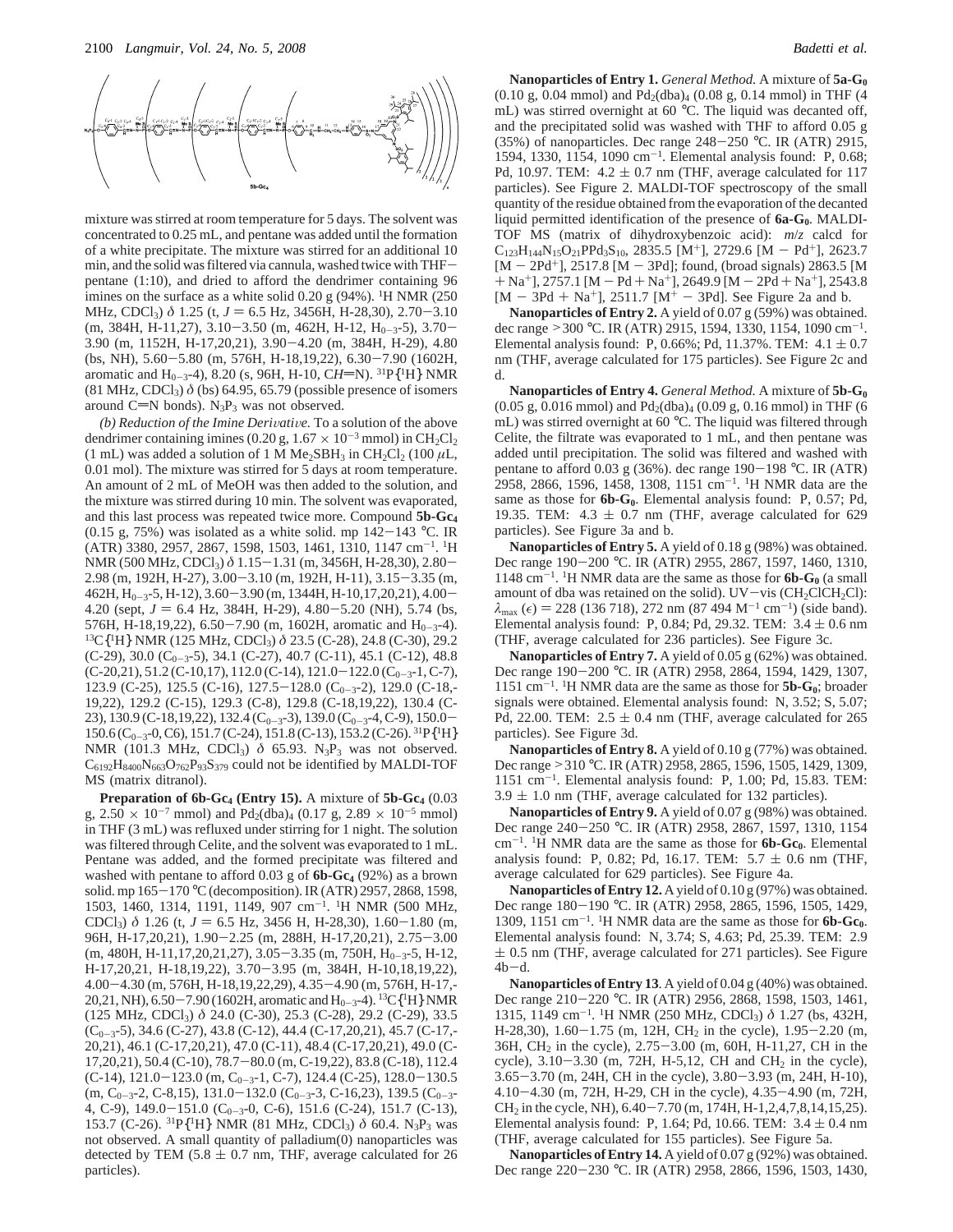mixture was stirred at room temperature for 5 days. The solvent was concentrated to 0.25 mL, and pentane was added until the formation of a white precipitate. The mixture was stirred for an additional 10 min, and the solid was filtered via cannula, washed twice with THF−pentane (1:10), and dried to afford the dendrimer containing 96 imines on the surface as a white solid 0.20 g (94%). $^1$H NMR (250 MHz, $CDCl_3$) δ 1.25 (t, $J$ = 6.5 Hz, 3456H, H-28,30), 2.70−3.10 (m, 384H, H-11,27), 3.10−3.50 (m, 462H, H-12, $H_{0-3}$-5), 3.70−3.90 (m, 1152H, H-17,20,21), 3.90−4.20 (m, 384H, H-29), 4.80 (bs, NH), 5.60−5.80 (m, 576H, H-18,19,22), 6.30−7.90 (1602H, aromatic and $H_{0-3}$-4), 8.20 (s, 96H, H-10, C*H*=N). $^{31}P\{^1H\}$ NMR (81 MHz, $CDCl_3$) δ (bs) 64.95, 65.79 (possible presence of isomers around C=N bonds). $N_3P_3$ was not observed.

*(b) Reduction of the Imine Derivative.* To a solution of the above dendrimer containing imines (0.20 g, $1.67 \times 10^{-3}$ mmol) in $CH_2Cl_2$ (1 mL) was added a solution of 1 M $Me_2SBH_3$ in $CH_2Cl_2$ (100 μL, 0.01 mol). The mixture was stirred for 5 days at room temperature. An amount of 2 mL of MeOH was then added to the solution, and the mixture was stirred during 10 min. The solvent was evaporated, and this last process was repeated twice more. Compound **5b-Gc$_4$** (0.15 g, 75%) was isolated as a white solid. mp 142−143 °C. IR (ATR) 3380, 2957, 2867, 1598, 1503, 1461, 1310, 1147 cm$^{-1}$. $^1$H NMR (500 MHz, $CDCl_3$) δ 1.15−1.31 (m, 3456H, H-28,30), 2.80−2.98 (m, 192H, H-27), 3.00−3.10 (m, 192H, H-11), 3.15−3.35 (m, 462H, $H_{0-3}$-5, H-12), 3.60−3.90 (m, 1344H, H-10,17,20,21), 4.00−4.20 (sept, $J$ = 6.4 Hz, 384H, H-29), 4.80−5.20 (NH), 5.74 (bs, 576H, H-18,19,22), 6.50−7.90 (m, 1602H, aromatic and $H_{0-3}$-4). $^{13}C\{^1H\}$ NMR (125 MHz, $CDCl_3$) δ 23.5 (C-28), 24.8 (C-30), 29.2 (C-29), 30.0 ($C_{0-3}$-5), 34.1 (C-27), 40.7 (C-11), 45.1 (C-12), 48.8 (C-20,21), 51.2 (C-10,17), 112.0 (C-14), 121.0−122.0 ($C_{0-3}$-1, C-7), 123.9 (C-25), 125.5 (C-16), 127.5−128.0 ($C_{0-3}$-2), 129.0 (C-18,-19,22), 129.2 (C-15), 129.3 (C-8), 129.8 (C-18,19,22), 130.4 (C-23), 130.9 (C-18,19,22), 132.4 ($C_{0-3}$-3), 139.0 ($C_{0-3}$-4, C-9), 150.0−150.6 ($C_{0-3}$-0, C6), 151.7 (C-24), 151.8 (C-13), 153.2 (C-26). $^{31}P\{^1H\}$ NMR (101.3 MHz, $CDCl_3$) δ 65.93. $N_3P_3$ was not observed. $C_{6192}H_{8400}N_{663}O_{762}P_{93}S_{379}$ could not be identified by MALDI-TOF MS (matrix ditranol).

**Preparation of 6b-Gc$_4$ (Entry 15).** A mixture of **5b-Gc$_4$** (0.03 g, $2.50 \times 10^{-7}$ mmol) and $Pd_2(dba)_4$ (0.17 g, $2.89 \times 10^{-5}$ mmol) in THF (3 mL) was refluxed under stirring for 1 night. The solution was filtered through Celite, and the solvent was evaporated to 1 mL. Pentane was added, and the formed precipitate was filtered and washed with pentane to afford 0.03 g of **6b-Gc$_4$** (92%) as a brown solid. mp 165−170 °C (decomposition). IR (ATR) 2957, 2868, 1598, 1503, 1460, 1314, 1191, 1149, 907 cm$^{-1}$. $^1$H NMR (500 MHz, $CDCl_3$) δ 1.26 (t, $J$ = 6.5 Hz, 3456 H, H-28,30), 1.60−1.80 (m, 96H, H-17,20,21), 1.90−2.25 (m, 288H, H-17,20,21), 2.75−3.00 (m, 480H, H-11,17,20,21,27), 3.05−3.35 (m, 750H, $H_{0-3}$-5, H-12, H-17,20,21, H-18,19,22), 3.70−3.95 (m, 384H, H-10,18,19,22), 4.00−4.30 (m, 576H, H-18,19,22,29), 4.35−4.90 (m, 576H, H-17,-20,21, NH), 6.50−7.90 (1602H, aromatic and $H_{0-3}$-4). $^{13}C\{^1H\}$ NMR (125 MHz, $CDCl_3$) δ 24.0 (C-30), 25.3 (C-28), 29.2 (C-29), 33.5 ($C_{0-3}$-5), 34.6 (C-27), 43.8 (C-12), 44.4 (C-17,20,21), 45.7 (C-17,-20,21), 46.1 (C-17,20,21), 47.0 (C-11), 48.4 (C-17,20,21), 49.0 (C-17,20,21), 50.4 (C-10), 78.7−80.0 (m, C-19,22), 83.8 (C-18), 112.4 (C-14), 121.0−123.0 (m, $C_{0-3}$-1, C-7), 124.4 (C-25), 128.0−130.5 (m, $C_{0-3}$-2, C-8,15), 131.0−132.0 ($C_{0-3}$-3, C-16,23), 139.5 ($C_{0-3}$-4, C-9), 149.0−151.0 ($C_{0-3}$-0, C-6), 151.6 (C-24), 151.7 (C-13), 153.7 (C-26). $^{31}P\{^1H\}$ NMR (81 MHz, $CDCl_3$) δ 60.4. $N_3P_3$ was not observed. A small quantity of palladium(0) nanoparticles was detected by TEM (5.8 ± 0.7 nm, THF, average calculated for 26 particles).

**Nanoparticles of Entry 1.** *General Method.* A mixture of **5a-G$_0$** (0.10 g, 0.04 mmol) and $Pd_2(dba)_4$ (0.08 g, 0.14 mmol) in THF (4 mL) was stirred overnight at 60 °C. The liquid was decanted off, and the precipitated solid was washed with THF to afford 0.05 g (35%) of nanoparticles. Dec range 248−250 °C. IR (ATR) 2915, 1594, 1330, 1154, 1090 cm$^{-1}$. Elemental analysis found: P, 0.68; Pd, 10.97. TEM: 4.2 ± 0.7 nm (THF, average calculated for 117 particles). See Figure 2. MALDI-TOF spectroscopy of the small quantity of the residue obtained from the evaporation of the decanted liquid permitted identification of the presence of **6a-G$_0$**. MALDI-TOF MS (matrix of dihydroxybenzoic acid): $m/z$ calcd for $C_{123}H_{144}N_{15}O_{21}PPd_3S_{10}$, 2835.5 [M$^+$], 2729.6 [M − Pd$^+$], 2623.7 [M − 2Pd$^+$], 2517.8 [M − 3Pd]; found, (broad signals) 2863.5 [M + Na$^+$], 2757.1 [M − Pd + Na$^+$], 2649.9 [M − 2Pd + Na$^+$], 2543.8 [M − 3Pd + Na$^+$], 2511.7 [M$^+$ − 3Pd]. See Figure 2a and b.

**Nanoparticles of Entry 2.** A yield of 0.07 g (59%) was obtained. dec range >300 °C. IR (ATR) 2915, 1594, 1330, 1154, 1090 cm$^{-1}$. Elemental analysis found: P, 0.66%; Pd, 11.37%. TEM: 4.1 ± 0.7 nm (THF, average calculated for 175 particles). See Figure 2c and d.

**Nanoparticles of Entry 4.** *General Method.* A mixture of **5b-G$_0$** (0.05 g, 0.016 mmol) and $Pd_2(dba)_4$ (0.09 g, 0.16 mmol) in THF (6 mL) was stirred overnight at 60 °C. The liquid was filtered through Celite, the filtrate was evaporated to 1 mL, and then pentane was added until precipitation. The solid was filtered and washed with pentane to afford 0.03 g (36%). dec range 190−198 °C. IR (ATR) 2958, 2866, 1596, 1458, 1308, 1151 cm$^{-1}$. $^1$H NMR data are the same as those for **6b-G$_0$**. Elemental analysis found: P, 0.57; Pd, 19.35. TEM: 4.3 ± 0.7 nm (THF, average calculated for 629 particles). See Figure 3a and b.

**Nanoparticles of Entry 5.** A yield of 0.18 g (98%) was obtained. Dec range 190−200 °C. IR (ATR) 2955, 2867, 1597, 1460, 1310, 1148 cm$^{-1}$. $^1$H NMR data are the same as those for **6b-G$_0$** (a small amount of dba was retained on the solid). UV−vis ($CH_2ClCH_2Cl$): $\lambda_{max}$ (ε) = 228 (136 718), 272 nm (87 494 M$^{-1}$ cm$^{-1}$) (side band). Elemental analysis found: P, 0.84; Pd, 29.32. TEM: 3.4 ± 0.6 nm (THF, average calculated for 236 particles). See Figure 3c.

**Nanoparticles of Entry 7.** A yield of 0.05 g (62%) was obtained. Dec range 190−200 °C. IR (ATR) 2958, 2864, 1594, 1429, 1307, 1151 cm$^{-1}$. $^1$H NMR data are the same as those for **5b-G$_0$**; broader signals were obtained. Elemental analysis found: N, 3.52; S, 5.07; Pd, 22.00. TEM: 2.5 ± 0.4 nm (THF, average calculated for 265 particles). See Figure 3d.

**Nanoparticles of Entry 8.** A yield of 0.10 g (77%) was obtained. Dec range >310 °C. IR (ATR) 2958, 2865, 1596, 1505, 1429, 1309, 1151 cm$^{-1}$. Elemental analysis found: P, 1.00; Pd, 15.83. TEM: 3.9 ± 1.0 nm (THF, average calculated for 132 particles).

**Nanoparticles of Entry 9.** A yield of 0.07 g (98%) was obtained. Dec range 240−250 °C. IR (ATR) 2958, 2867, 1597, 1310, 1154 cm$^{-1}$. $^1$H NMR data are the same as those for **6b-Gc$_0$**. Elemental analysis found: P, 0.82; Pd, 16.17. TEM: 5.7 ± 0.6 nm (THF, average calculated for 629 particles). See Figure 4a.

**Nanoparticles of Entry 12.** A yield of 0.10 g (97%) was obtained. Dec range 180−190 °C. IR (ATR) 2958, 2865, 1596, 1505, 1429, 1309, 1151 cm$^{-1}$. $^1$H NMR data are the same as those for **6b-Gc$_0$**. Elemental analysis found: N, 3.74; S, 4.63; Pd, 25.39. TEM: 2.9 ± 0.5 nm (THF, average calculated for 271 particles). See Figure 4b−d.

**Nanoparticles of Entry 13**. A yield of 0.04 g (40%) was obtained. Dec range 210−220 °C. IR (ATR) 2956, 2868, 1598, 1503, 1461, 1315, 1149 cm$^{-1}$. $^1$H NMR (250 MHz, $CDCl_3$) δ 1.27 (bs, 432H, H-28,30), 1.60−1.75 (m, 12H, $CH_2$ in the cycle), 1.95−2.20 (m, 36H, $CH_2$ in the cycle), 2.75−3.00 (m, 60H, H-11,27, CH in the cycle), 3.10−3.30 (m, 72H, H-5,12, CH and $CH_2$ in the cycle), 3.65−3.70 (m, 24H, CH in the cycle), 3.80−3.93 (m, 24H, H-10), 4.10−4.30 (m, 72H, H-29, CH in the cycle), 4.35−4.90 (m, 72H, $CH_2$ in the cycle, NH), 6.40−7.70 (m, 174H, H-1,2,4,7,8,14,15,25). Elemental analysis found: P, 1.64; Pd, 10.66. TEM: 3.4 ± 0.4 nm (THF, average calculated for 155 particles). See Figure 5a.

**Nanoparticles of Entry 14.** A yield of 0.07 g (92%) was obtained. Dec range 220−230 °C. IR (ATR) 2958, 2866, 1596, 1503, 1430,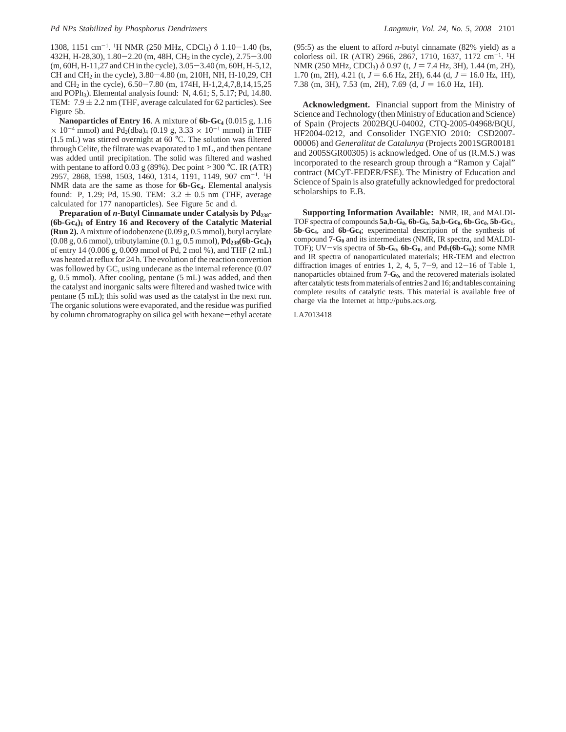1308, 1151 cm$^{-1}$. $^1$H NMR (250 MHz, $CDCl_3$) $\delta$ 1.10−1.40 (bs, 432H, H-28,30), 1.80−2.20 (m, 48H, $CH_2$ in the cycle), 2.75−3.00 (m, 60H, H-11,27 and CH in the cycle), 3.05−3.40 (m, 60H, H-5,12, CH and $CH_2$ in the cycle), 3.80−4.80 (m, 210H, NH, H-10,29, CH and $CH_2$ in the cycle), 6.50−7.80 (m, 174H, H-1,2,4,7,8,14,15,25 and $POPh_3$). Elemental analysis found: N, 4.61; S, 5.17; Pd, 14.80. TEM: 7.9 ± 2.2 nm (THF, average calculated for 62 particles). See Figure 5b.

**Nanoparticles of Entry 16**. A mixture of **6b-Gc$_4$** (0.015 g, 1.16 × $10^{-4}$ mmol) and $Pd_2(dba)_4$ (0.19 g, 3.33 × $10^{-1}$ mmol) in THF (1.5 mL) was stirred overnight at 60 °C. The solution was filtered through Celite, the filtrate was evaporated to 1 mL, and then pentane was added until precipitation. The solid was filtered and washed with pentane to afford 0.03 g (89%). Dec point >300 °C. IR (ATR) 2957, 2868, 1598, 1503, 1460, 1314, 1191, 1149, 907 cm$^{-1}$. $^1$H NMR data are the same as those for **6b-Gc$_4$**. Elemental analysis found: P, 1.29; Pd, 15.90. TEM: 3.2 ± 0.5 nm (THF, average calculated for 177 nanoparticles). See Figure 5c and d.

**Preparation of *n*-Butyl Cinnamate under Catalysis by $Pd_{238}$-(6b-Gc$_4$)$_1$ of Entry 16 and Recovery of the Catalytic Material (Run 2).** A mixture of iodobenzene (0.09 g, 0.5 mmol), butyl acrylate (0.08 g, 0.6 mmol), tributylamine (0.1 g, 0.5 mmol), **$Pd_{238}$(6b-Gc$_4$)$_1$** of entry 14 (0.006 g, 0.009 mmol of Pd, 2 mol %), and THF (2 mL) was heated at reflux for 24 h. The evolution of the reaction convertion was followed by GC, using undecane as the internal reference (0.07 g, 0.5 mmol). After cooling, pentane (5 mL) was added, and then the catalyst and inorganic salts were filtered and washed twice with pentane (5 mL); this solid was used as the catalyst in the next run. The organic solutions were evaporated, and the residue was purified by column chromatography on silica gel with hexane−ethyl acetate (95:5) as the eluent to afford *n*-butyl cinnamate (82% yield) as a colorless oil. IR (ATR) 2966, 2867, 1710, 1637, 1172 cm$^{-1}$. $^1$H NMR (250 MHz, $CDCl_3$) $\delta$ 0.97 (t, $J$ = 7.4 Hz, 3H), 1.44 (m, 2H), 1.70 (m, 2H), 4.21 (t, $J$ = 6.6 Hz, 2H), 6.44 (d, $J$ = 16.0 Hz, 1H), 7.38 (m, 3H), 7.53 (m, 2H), 7.69 (d, $J$ = 16.0 Hz, 1H).

**Acknowledgment.** Financial support from the Ministry of Science and Technology (then Ministry of Education and Science) of Spain (Projects 2002BQU-04002, CTQ-2005-04968/BQU, HF2004-0212, and Consolider INGENIO 2010: CSD2007-00006) and *Generalitat de Catalunya* (Projects 2001SGR00181 and 2005SGR00305) is acknowledged. One of us (R.M.S.) was incorporated to the research group through a "Ramon y Cajal" contract (MCyT-FEDER/FSE). The Ministry of Education and Science of Spain is also gratefully acknowledged for predoctoral scholarships to E.B.

**Supporting Information Available:** NMR, IR, and MALDI-TOF spectra of compounds **5a**,**b-G$_0$**, **6b-G$_0$**, **5a**,**b-Gc$_0$**, **6b-Gc$_0$**, **5b-Gc$_1$**, **5b-Gc$_4$**, and **6b-Gc$_4$**; experimental description of the synthesis of compound **7-G$_0$** and its intermediates (NMR, IR spectra, and MALDI-TOF); UV−vis spectra of **5b-G$_0$**, **6b-G$_0$**, and **Pd$_7$(6b-G$_0$)**; some NMR and IR spectra of nanoparticulated materials; HR-TEM and electron diffraction images of entries 1, 2, 4, 5, 7−9, and 12−16 of Table 1, nanoparticles obtained from **7-G$_0$**, and the recovered materials isolated after catalytic tests from materials of entries 2 and 16; and tables containing complete results of catalytic tests. This material is available free of charge via the Internet at http://pubs.acs.org.

LA7013418